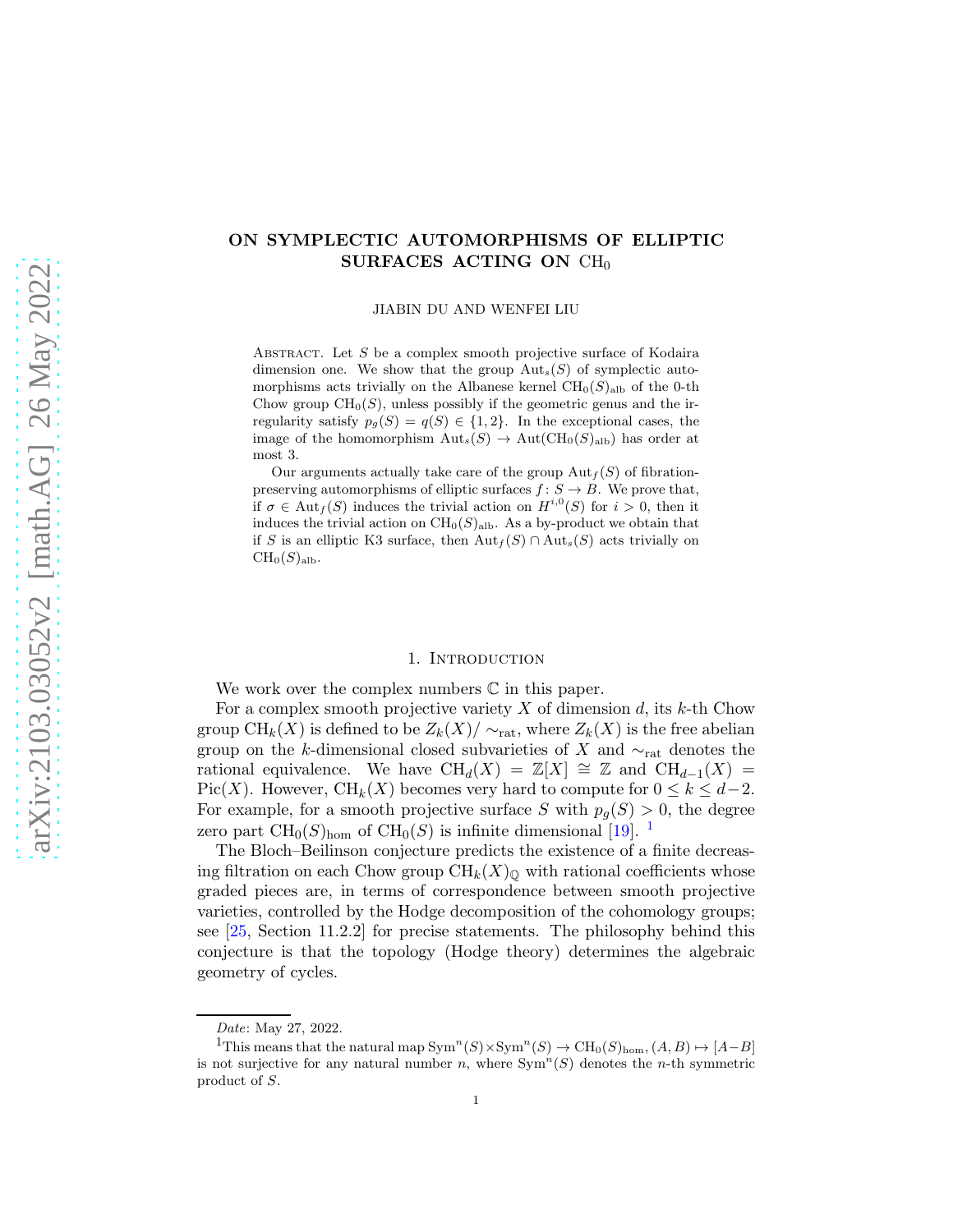# ON SYMPLECTIC AUTOMORPHISMS OF ELLIPTIC SURFACES ACTING ON $\mathrm{CH}_0$

JIABIN DU AND WENFEI LIU

Abstract. Let $S$ be a complex smooth projective surface of Kodaira dimension one. We show that the group $\mathrm{Aut}_s(S)$ of symplectic automorphisms acts trivially on the Albanese kernel $\mathrm{CH}_0(S)_{\mathrm{alb}}$ of the 0-th Chow group $\mathrm{CH}_0(S)$, unless possibly if the geometric genus and the irregularity satisfy $p_g(S) = q(S) \in \{1, 2\}$. In the exceptional cases, the image of the homomorphism $\mathrm{Aut}_s(S) \to \mathrm{Aut}(\mathrm{CH}_0(S)_{\mathrm{alb}})$ has order at most 3.

Our arguments actually take care of the group $\mathrm{Aut}_f(S)$ of fibration-preserving automorphisms of elliptic surfaces $f : S \to B$. We prove that, if $\sigma \in \mathrm{Aut}_f(S)$ induces the trivial action on $H^{i,0}(S)$ for $i > 0$, then it induces the trivial action on $\mathrm{CH}_0(S)_{\mathrm{alb}}$. As a by-product we obtain that if $S$ is an elliptic K3 surface, then $\mathrm{Aut}_f(S) \cap \mathrm{Aut}_s(S)$ acts trivially on $\mathrm{CH}_0(S)_{\mathrm{alb}}$.

## 1. Introduction

We work over the complex numbers $\mathbb{C}$ in this paper.

For a complex smooth projective variety $X$ of dimension $d$, its $k$-th Chow group $\mathrm{CH}_k(X)$ is defined to be $Z_k(X)/\sim_{\mathrm{rat}}$, where $Z_k(X)$ is the free abelian group on the $k$-dimensional closed subvarieties of $X$ and $\sim_{\mathrm{rat}}$ denotes the rational equivalence. We have $\mathrm{CH}_d(X) = \mathbb{Z}[X] \cong \mathbb{Z}$ and $\mathrm{CH}_{d-1}(X) = \mathrm{Pic}(X)$. However, $\mathrm{CH}_k(X)$ becomes very hard to compute for $0 \le k \le d-2$. For example, for a smooth projective surface $S$ with $p_g(S) > 0$, the degree zero part $\mathrm{CH}_0(S)_{\mathrm{hom}}$ of $\mathrm{CH}_0(S)$ is infinite dimensional [19]. [1]

The Bloch–Beilinson conjecture predicts the existence of a finite decreasing filtration on each Chow group $\mathrm{CH}_k(X)_{\mathbb{Q}}$ with rational coefficients whose graded pieces are, in terms of correspondence between smooth projective varieties, controlled by the Hodge decomposition of the cohomology groups; see [25, Section 11.2.2] for precise statements. The philosophy behind this conjecture is that the topology (Hodge theory) determines the algebraic geometry of cycles.

*Date*: May 27, 2022.

[1] This means that the natural map $\mathrm{Sym}^n(S) \times \mathrm{Sym}^n(S) \to \mathrm{CH}_0(S)_{\mathrm{hom}}, (A, B) \mapsto [A - B]$ is not surjective for any natural number $n$, where $\mathrm{Sym}^n(S)$ denotes the $n$-th symmetric product of $S$.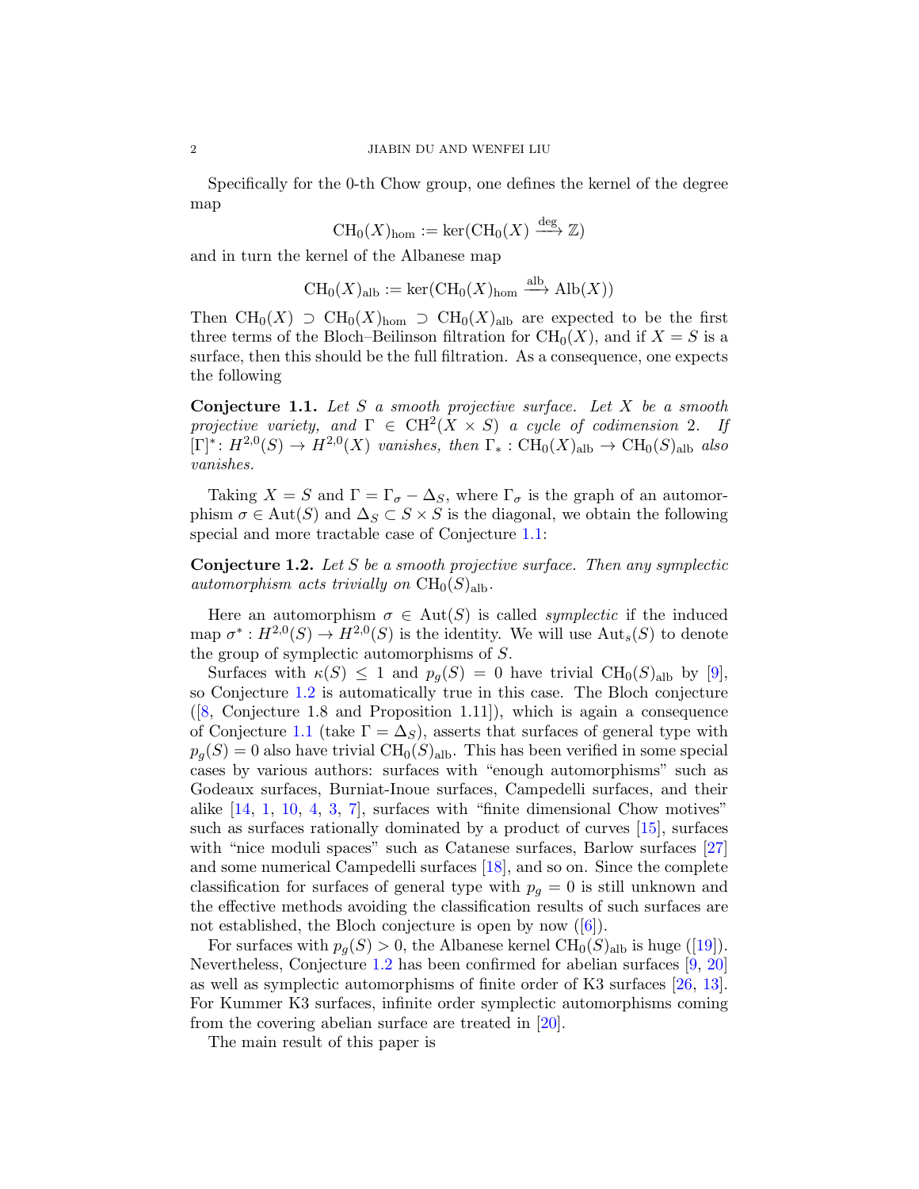Specifically for the 0-th Chow group, one defines the kernel of the degree map

$$\mathrm{CH}_0(X)_{\mathrm{hom}} := \ker(\mathrm{CH}_0(X) \xrightarrow{\deg} \mathbb{Z})$$

and in turn the kernel of the Albanese map

$$\mathrm{CH}_0(X)_{\mathrm{alb}} := \ker(\mathrm{CH}_0(X)_{\mathrm{hom}} \xrightarrow{\mathrm{alb}} \mathrm{Alb}(X))$$

Then $\mathrm{CH}_0(X) \supset \mathrm{CH}_0(X)_{\mathrm{hom}} \supset \mathrm{CH}_0(X)_{\mathrm{alb}}$ are expected to be the first three terms of the Bloch–Beilinson filtration for $\mathrm{CH}_0(X)$, and if $X = S$ is a surface, then this should be the full filtration. As a consequence, one expects the following

**Conjecture 1.1.** *Let $S$ a smooth projective surface. Let $X$ be a smooth projective variety, and $\Gamma \in \mathrm{CH}^2(X \times S)$ a cycle of codimension 2. If $[\Gamma]^*\colon H^{2,0}(S) \to H^{2,0}(X)$ vanishes, then $\Gamma_* : \mathrm{CH}_0(X)_{\mathrm{alb}} \to \mathrm{CH}_0(S)_{\mathrm{alb}}$ also vanishes.*

Taking $X = S$ and $\Gamma = \Gamma_\sigma - \Delta_S$, where $\Gamma_\sigma$ is the graph of an automorphism $\sigma \in \mathrm{Aut}(S)$ and $\Delta_S \subset S \times S$ is the diagonal, we obtain the following special and more tractable case of Conjecture 1.1:

**Conjecture 1.2.** *Let $S$ be a smooth projective surface. Then any symplectic automorphism acts trivially on $\mathrm{CH}_0(S)_{\mathrm{alb}}$.*

Here an automorphism $\sigma \in \mathrm{Aut}(S)$ is called *symplectic* if the induced map $\sigma^* : H^{2,0}(S) \to H^{2,0}(S)$ is the identity. We will use $\mathrm{Aut}_s(S)$ to denote the group of symplectic automorphisms of $S$.

Surfaces with $\kappa(S) \leq 1$ and $p_g(S) = 0$ have trivial $\mathrm{CH}_0(S)_{\mathrm{alb}}$ by [9], so Conjecture 1.2 is automatically true in this case. The Bloch conjecture ([8, Conjecture 1.8 and Proposition 1.11]), which is again a consequence of Conjecture 1.1 (take $\Gamma = \Delta_S$), asserts that surfaces of general type with $p_g(S) = 0$ also have trivial $\mathrm{CH}_0(S)_{\mathrm{alb}}$. This has been verified in some special cases by various authors: surfaces with "enough automorphisms" such as Godeaux surfaces, Burniat-Inoue surfaces, Campedelli surfaces, and their alike [14, 1, 10, 4, 3, 7], surfaces with "finite dimensional Chow motives" such as surfaces rationally dominated by a product of curves [15], surfaces with "nice moduli spaces" such as Catanese surfaces, Barlow surfaces [27] and some numerical Campedelli surfaces [18], and so on. Since the complete classification for surfaces of general type with $p_g = 0$ is still unknown and the effective methods avoiding the classification results of such surfaces are not established, the Bloch conjecture is open by now ([6]).

For surfaces with $p_g(S) > 0$, the Albanese kernel $\mathrm{CH}_0(S)_{\mathrm{alb}}$ is huge ([19]). Nevertheless, Conjecture 1.2 has been confirmed for abelian surfaces [9, 20] as well as symplectic automorphisms of finite order of K3 surfaces [26, 13]. For Kummer K3 surfaces, infinite order symplectic automorphisms coming from the covering abelian surface are treated in [20].

The main result of this paper is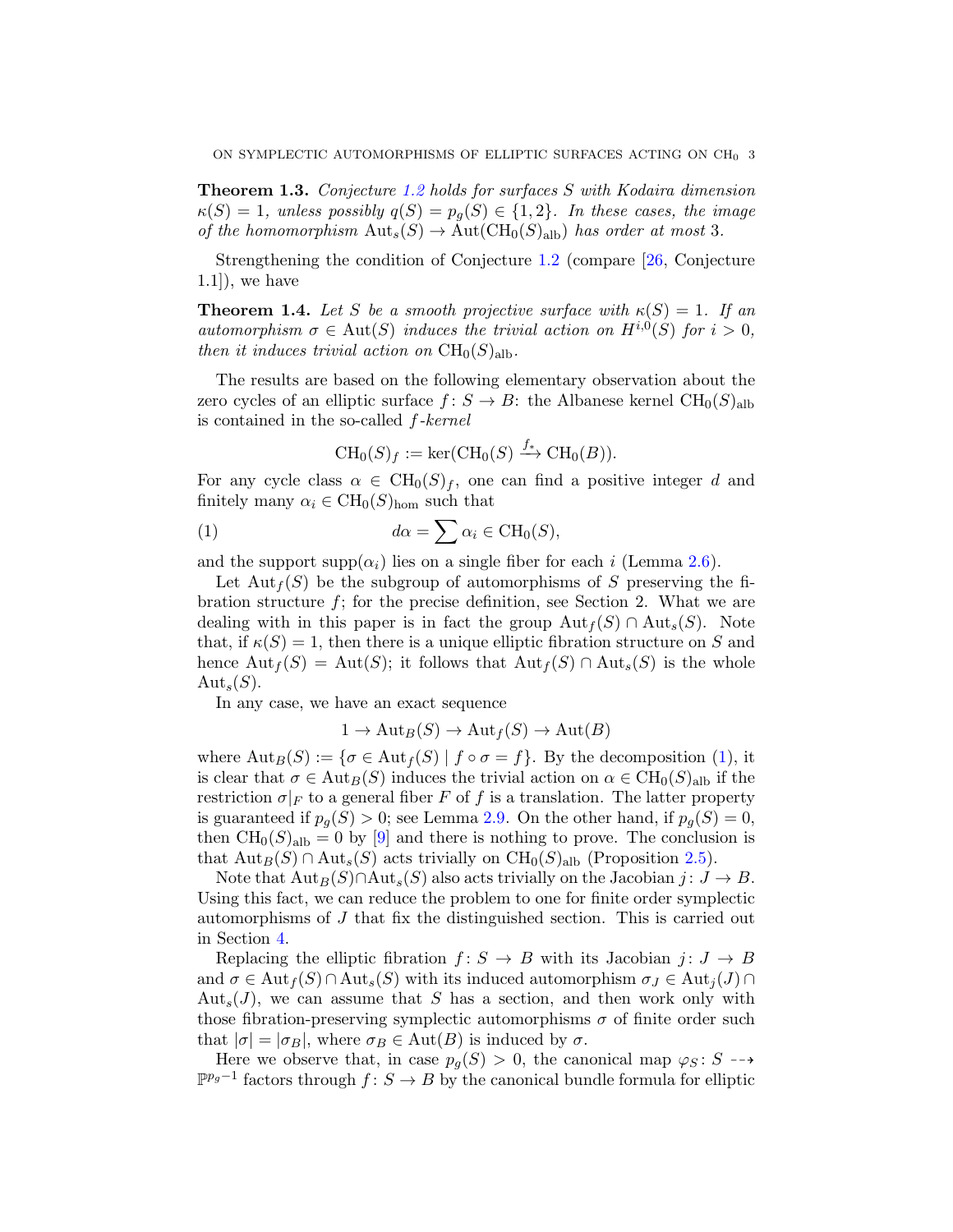**Theorem 1.3.** *Conjecture 1.2 holds for surfaces $S$ with Kodaira dimension $\kappa(S) = 1$, unless possibly $q(S) = p_g(S) \in \{1, 2\}$. In these cases, the image of the homomorphism $\mathrm{Aut}_s(S) \to \mathrm{Aut}(\mathrm{CH}_0(S)_{\mathrm{alb}})$ has order at most 3.*

Strengthening the condition of Conjecture 1.2 (compare [26, Conjecture 1.1]), we have

**Theorem 1.4.** *Let $S$ be a smooth projective surface with $\kappa(S) = 1$. If an automorphism $\sigma \in \mathrm{Aut}(S)$ induces the trivial action on $H^{i,0}(S)$ for $i > 0$, then it induces trivial action on $\mathrm{CH}_0(S)_{\mathrm{alb}}$.*

The results are based on the following elementary observation about the zero cycles of an elliptic surface $f\colon S \to B$: the Albanese kernel $\mathrm{CH}_0(S)_{\mathrm{alb}}$ is contained in the so-called *$f$-kernel*

$$\mathrm{CH}_0(S)_f := \ker(\mathrm{CH}_0(S) \xrightarrow{f_*} \mathrm{CH}_0(B)).$$

For any cycle class $\alpha \in \mathrm{CH}_0(S)_f$, one can find a positive integer $d$ and finitely many $\alpha_i \in \mathrm{CH}_0(S)_{\mathrm{hom}}$ such that

$$d\alpha = \sum \alpha_i \in \mathrm{CH}_0(S), \tag{1}$$

and the support $\mathrm{supp}(\alpha_i)$ lies on a single fiber for each $i$ (Lemma 2.6).

Let $\mathrm{Aut}_f(S)$ be the subgroup of automorphisms of $S$ preserving the fibration structure $f$; for the precise definition, see Section 2. What we are dealing with in this paper is in fact the group $\mathrm{Aut}_f(S) \cap \mathrm{Aut}_s(S)$. Note that, if $\kappa(S) = 1$, then there is a unique elliptic fibration structure on $S$ and hence $\mathrm{Aut}_f(S) = \mathrm{Aut}(S)$; it follows that $\mathrm{Aut}_f(S) \cap \mathrm{Aut}_s(S)$ is the whole $\mathrm{Aut}_s(S)$.

In any case, we have an exact sequence

$$1 \to \mathrm{Aut}_B(S) \to \mathrm{Aut}_f(S) \to \mathrm{Aut}(B)$$

where $\mathrm{Aut}_B(S) := \{\sigma \in \mathrm{Aut}_f(S) \mid f \circ \sigma = f\}$. By the decomposition (1), it is clear that $\sigma \in \mathrm{Aut}_B(S)$ induces the trivial action on $\alpha \in \mathrm{CH}_0(S)_{\mathrm{alb}}$ if the restriction $\sigma|_F$ to a general fiber $F$ of $f$ is a translation. The latter property is guaranteed if $p_g(S) > 0$; see Lemma 2.9. On the other hand, if $p_g(S) = 0$, then $\mathrm{CH}_0(S)_{\mathrm{alb}} = 0$ by [9] and there is nothing to prove. The conclusion is that $\mathrm{Aut}_B(S) \cap \mathrm{Aut}_s(S)$ acts trivially on $\mathrm{CH}_0(S)_{\mathrm{alb}}$ (Proposition 2.5).

Note that $\mathrm{Aut}_B(S) \cap \mathrm{Aut}_s(S)$ also acts trivially on the Jacobian $j\colon J \to B$. Using this fact, we can reduce the problem to one for finite order symplectic automorphisms of $J$ that fix the distinguished section. This is carried out in Section 4.

Replacing the elliptic fibration $f\colon S \to B$ with its Jacobian $j\colon J \to B$ and $\sigma \in \mathrm{Aut}_f(S) \cap \mathrm{Aut}_s(S)$ with its induced automorphism $\sigma_J \in \mathrm{Aut}_j(J) \cap \mathrm{Aut}_s(J)$, we can assume that $S$ has a section, and then work only with those fibration-preserving symplectic automorphisms $\sigma$ of finite order such that $|\sigma| = |\sigma_B|$, where $\sigma_B \in \mathrm{Aut}(B)$ is induced by $\sigma$.

Here we observe that, in case $p_g(S) > 0$, the canonical map $\varphi_S\colon S \dashrightarrow \mathbb{P}^{p_g-1}$ factors through $f\colon S \to B$ by the canonical bundle formula for elliptic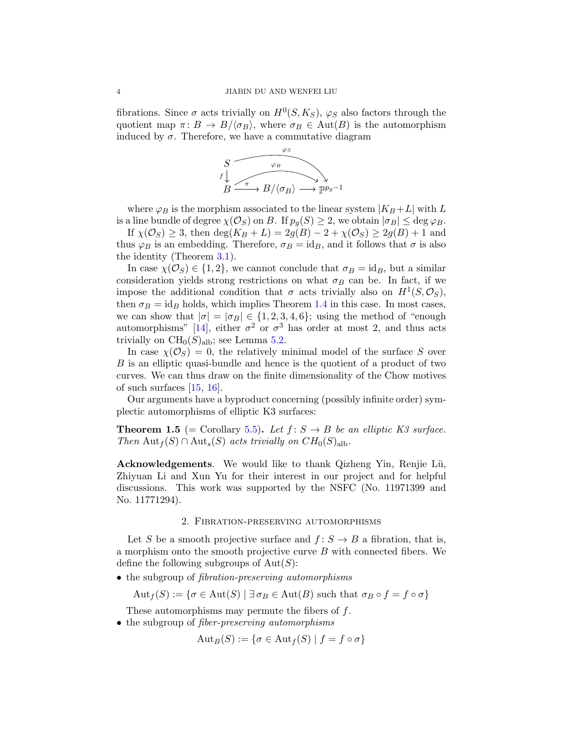fibrations. Since $\sigma$ acts trivially on $H^0(S, K_S)$, $\varphi_S$ also factors through the quotient map $\pi\colon B \to B/\langle\sigma_B\rangle$, where $\sigma_B \in \mathrm{Aut}(B)$ is the automorphism induced by $\sigma$. Therefore, we have a commutative diagram

$$\begin{array}{ccccc} S & & \xrightarrow{\quad\varphi_S\quad} & & \\ {\scriptstyle f}\downarrow & & \xrightarrow{\quad\varphi_B\quad} & & \searrow \\ B & \xrightarrow{\pi} & B/\langle\sigma_B\rangle & \longrightarrow & \mathbb{P}^{p_g-1} \end{array}$$

where $\varphi_B$ is the morphism associated to the linear system $|K_B+L|$ with $L$ is a line bundle of degree $\chi(\mathcal{O}_S)$ on $B$. If $p_g(S)\geq 2$, we obtain $|\sigma_B|\leq \deg\varphi_B$.

If $\chi(\mathcal{O}_S)\geq 3$, then $\deg(K_B+L) = 2g(B)-2+\chi(\mathcal{O}_S)\geq 2g(B)+1$ and thus $\varphi_B$ is an embedding. Therefore, $\sigma_B = \mathrm{id}_B$, and it follows that $\sigma$ is also the identity (Theorem 3.1).

In case $\chi(\mathcal{O}_S)\in\{1,2\}$, we cannot conclude that $\sigma_B=\mathrm{id}_B$, but a similar consideration yields strong restrictions on what $\sigma_B$ can be. In fact, if we impose the additional condition that $\sigma$ acts trivially also on $H^1(S,\mathcal{O}_S)$, then $\sigma_B = \mathrm{id}_B$ holds, which implies Theorem 1.4 in this case. In most cases, we can show that $|\sigma| = |\sigma_B|\in\{1,2,3,4,6\}$; using the method of "enough automorphisms" [14], either $\sigma^2$ or $\sigma^3$ has order at most 2, and thus acts trivially on $\mathrm{CH}_0(S)_{\mathrm{alb}}$; see Lemma 5.2.

In case $\chi(\mathcal{O}_S)=0$, the relatively minimal model of the surface $S$ over $B$ is an elliptic quasi-bundle and hence is the quotient of a product of two curves. We can thus draw on the finite dimensionality of the Chow motives of such surfaces [15, 16].

Our arguments have a byproduct concerning (possibly infinite order) symplectic automorphisms of elliptic K3 surfaces:

**Theorem 1.5** (= Corollary 5.5)**.** *Let $f\colon S\to B$ be an elliptic K3 surface. Then $\mathrm{Aut}_f(S)\cap\mathrm{Aut}_s(S)$ acts trivially on $CH_0(S)_{\mathrm{alb}}$.*

**Acknowledgements**. We would like to thank Qizheng Yin, Renjie Lü, Zhiyuan Li and Xun Yu for their interest in our project and for helpful discussions. This work was supported by the NSFC (No. 11971399 and No. 11771294).

## 2. Fibration-preserving automorphisms

Let $S$ be a smooth projective surface and $f\colon S\to B$ a fibration, that is, a morphism onto the smooth projective curve $B$ with connected fibers. We define the following subgroups of $\mathrm{Aut}(S)$:

- the subgroup of *fibration-preserving automorphisms*

$$\mathrm{Aut}_f(S) := \{\sigma\in\mathrm{Aut}(S)\mid \exists\,\sigma_B\in\mathrm{Aut}(B)\text{ such that }\sigma_B\circ f = f\circ\sigma\}$$

  These automorphisms may permute the fibers of $f$.
- the subgroup of *fiber-preserving automorphisms*

$$\mathrm{Aut}_B(S) := \{\sigma\in\mathrm{Aut}_f(S)\mid f = f\circ\sigma\}$$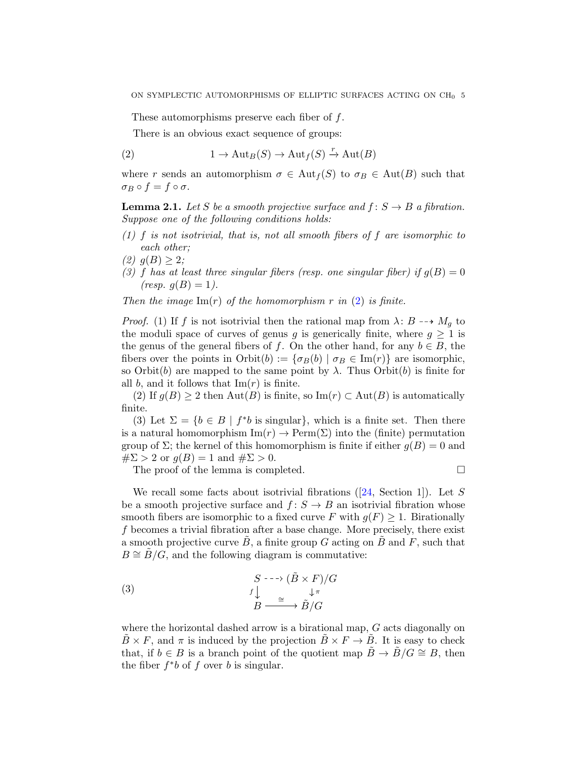These automorphisms preserve each fiber of $f$.

There is an obvious exact sequence of groups:

$$1 \to \mathrm{Aut}_B(S) \to \mathrm{Aut}_f(S) \xrightarrow{r} \mathrm{Aut}(B) \tag{2}$$

where $r$ sends an automorphism $\sigma \in \mathrm{Aut}_f(S)$ to $\sigma_B \in \mathrm{Aut}(B)$ such that $\sigma_B \circ f = f \circ \sigma$.

**Lemma 2.1.** *Let $S$ be a smooth projective surface and $f \colon S \to B$ a fibration. Suppose one of the following conditions holds:*

*(1) $f$ is not isotrivial, that is, not all smooth fibers of $f$ are isomorphic to each other;*
*(2) $g(B) \geq 2$;*
*(3) $f$ has at least three singular fibers (resp. one singular fiber) if $g(B) = 0$ (resp. $g(B) = 1$).*

*Then the image $\mathrm{Im}(r)$ of the homomorphism $r$ in (2) is finite.*

*Proof.* (1) If $f$ is not isotrivial then the rational map from $\lambda \colon B \dashrightarrow M_g$ to the moduli space of curves of genus $g$ is generically finite, where $g \geq 1$ is the genus of the general fibers of $f$. On the other hand, for any $b \in B$, the fibers over the points in $\mathrm{Orbit}(b) := \{\sigma_B(b) \mid \sigma_B \in \mathrm{Im}(r)\}$ are isomorphic, so $\mathrm{Orbit}(b)$ are mapped to the same point by $\lambda$. Thus $\mathrm{Orbit}(b)$ is finite for all $b$, and it follows that $\mathrm{Im}(r)$ is finite.

(2) If $g(B) \geq 2$ then $\mathrm{Aut}(B)$ is finite, so $\mathrm{Im}(r) \subset \mathrm{Aut}(B)$ is automatically finite.

(3) Let $\Sigma = \{b \in B \mid f^*b \text{ is singular}\}$, which is a finite set. Then there is a natural homomorphism $\mathrm{Im}(r) \to \mathrm{Perm}(\Sigma)$ into the (finite) permutation group of $\Sigma$; the kernel of this homomorphism is finite if either $g(B) = 0$ and $\#\Sigma > 2$ or $g(B) = 1$ and $\#\Sigma > 0$.

The proof of the lemma is completed. □

We recall some facts about isotrivial fibrations ([24, Section 1]). Let $S$ be a smooth projective surface and $f \colon S \to B$ an isotrivial fibration whose smooth fibers are isomorphic to a fixed curve $F$ with $g(F) \geq 1$. Birationally $f$ becomes a trivial fibration after a base change. More precisely, there exist a smooth projective curve $\tilde{B}$, a finite group $G$ acting on $\tilde{B}$ and $F$, such that $B \cong \tilde{B}/G$, and the following diagram is commutative:

$$\begin{array}{ccc} S & \dashrightarrow & (\tilde{B} \times F)/G \\ {\scriptstyle f}\downarrow & & \downarrow{\scriptstyle \pi} \\ B & \xrightarrow{\cong} & \tilde{B}/G \end{array} \tag{3}$$

where the horizontal dashed arrow is a birational map, $G$ acts diagonally on $\tilde{B} \times F$, and $\pi$ is induced by the projection $\tilde{B} \times F \to \tilde{B}$. It is easy to check that, if $b \in B$ is a branch point of the quotient map $\tilde{B} \to \tilde{B}/G \cong B$, then the fiber $f^*b$ of $f$ over $b$ is singular.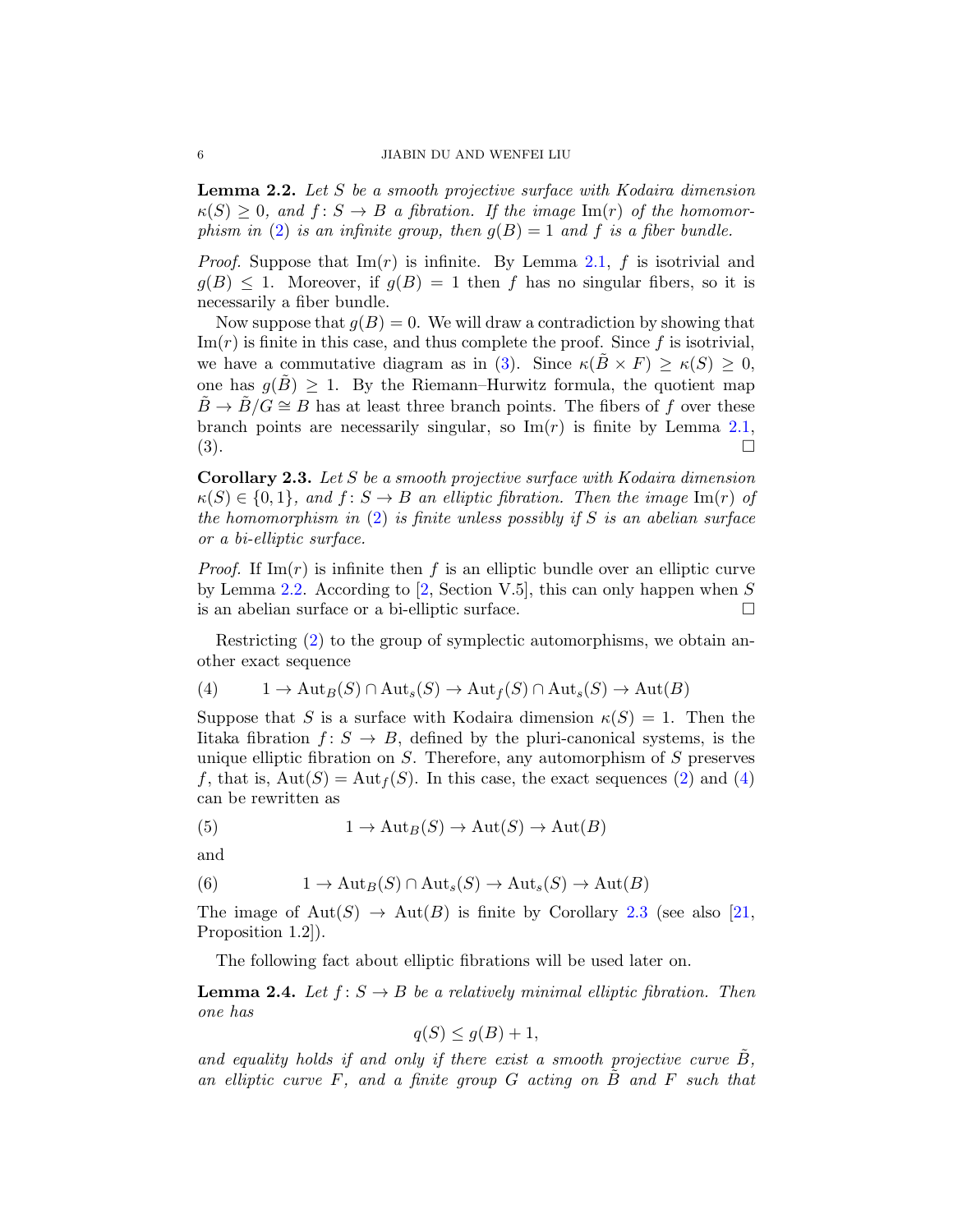**Lemma 2.2.** *Let $S$ be a smooth projective surface with Kodaira dimension $\kappa(S) \geq 0$, and $f\colon S \to B$ a fibration. If the image $\mathrm{Im}(r)$ of the homomorphism in (2) is an infinite group, then $g(B) = 1$ and $f$ is a fiber bundle.*

*Proof.* Suppose that $\mathrm{Im}(r)$ is infinite. By Lemma 2.1, $f$ is isotrivial and $g(B) \leq 1$. Moreover, if $g(B) = 1$ then $f$ has no singular fibers, so it is necessarily a fiber bundle.

Now suppose that $g(B) = 0$. We will draw a contradiction by showing that $\mathrm{Im}(r)$ is finite in this case, and thus complete the proof. Since $f$ is isotrivial, we have a commutative diagram as in (3). Since $\kappa(\tilde{B} \times F) \geq \kappa(S) \geq 0$, one has $g(\tilde{B}) \geq 1$. By the Riemann–Hurwitz formula, the quotient map $\tilde{B} \to \tilde{B}/G \cong B$ has at least three branch points. The fibers of $f$ over these branch points are necessarily singular, so $\mathrm{Im}(r)$ is finite by Lemma 2.1, (3). □

**Corollary 2.3.** *Let $S$ be a smooth projective surface with Kodaira dimension $\kappa(S) \in \{0, 1\}$, and $f\colon S \to B$ an elliptic fibration. Then the image $\mathrm{Im}(r)$ of the homomorphism in (2) is finite unless possibly if $S$ is an abelian surface or a bi-elliptic surface.*

*Proof.* If $\mathrm{Im}(r)$ is infinite then $f$ is an elliptic bundle over an elliptic curve by Lemma 2.2. According to [2, Section V.5], this can only happen when $S$ is an abelian surface or a bi-elliptic surface. □

Restricting (2) to the group of symplectic automorphisms, we obtain another exact sequence

$$1 \to \mathrm{Aut}_B(S) \cap \mathrm{Aut}_s(S) \to \mathrm{Aut}_f(S) \cap \mathrm{Aut}_s(S) \to \mathrm{Aut}(B) \tag{4}$$

Suppose that $S$ is a surface with Kodaira dimension $\kappa(S) = 1$. Then the Iitaka fibration $f\colon S \to B$, defined by the pluri-canonical systems, is the unique elliptic fibration on $S$. Therefore, any automorphism of $S$ preserves $f$, that is, $\mathrm{Aut}(S) = \mathrm{Aut}_f(S)$. In this case, the exact sequences (2) and (4) can be rewritten as

$$1 \to \mathrm{Aut}_B(S) \to \mathrm{Aut}(S) \to \mathrm{Aut}(B) \tag{5}$$

and

$$1 \to \mathrm{Aut}_B(S) \cap \mathrm{Aut}_s(S) \to \mathrm{Aut}_s(S) \to \mathrm{Aut}(B) \tag{6}$$

The image of $\mathrm{Aut}(S) \to \mathrm{Aut}(B)$ is finite by Corollary 2.3 (see also [21, Proposition 1.2]).

The following fact about elliptic fibrations will be used later on.

**Lemma 2.4.** *Let $f\colon S \to B$ be a relatively minimal elliptic fibration. Then one has*

$$q(S) \leq g(B) + 1,$$

*and equality holds if and only if there exist a smooth projective curve $\tilde{B}$, an elliptic curve $F$, and a finite group $G$ acting on $\tilde{B}$ and $F$ such that*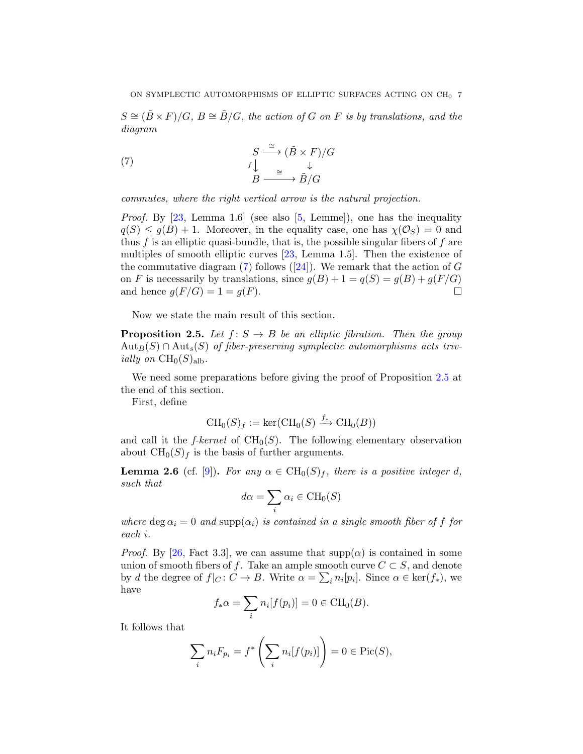*$S \cong (\tilde{B} \times F)/G$, $B \cong \tilde{B}/G$, the action of $G$ on $F$ is by translations, and the diagram*

$$
\begin{array}{ccc}
S & \xrightarrow{\cong} & (\tilde{B} \times F)/G \\
{\scriptstyle f}\downarrow & & \downarrow \\
B & \xrightarrow{\cong} & \tilde{B}/G
\end{array}
\tag{7}
$$

*commutes, where the right vertical arrow is the natural projection.*

*Proof.* By [23, Lemma 1.6] (see also [5, Lemme]), one has the inequality $q(S) \leq g(B) + 1$. Moreover, in the equality case, one has $\chi(\mathcal{O}_S) = 0$ and thus $f$ is an elliptic quasi-bundle, that is, the possible singular fibers of $f$ are multiples of smooth elliptic curves [23, Lemma 1.5]. Then the existence of the commutative diagram (7) follows ([24]). We remark that the action of $G$ on $F$ is necessarily by translations, since $g(B) + 1 = q(S) = g(B) + g(F/G)$ and hence $g(F/G) = 1 = g(F)$. □

Now we state the main result of this section.

**Proposition 2.5.** *Let $f \colon S \to B$ be an elliptic fibration. Then the group $\mathrm{Aut}_B(S) \cap \mathrm{Aut}_s(S)$ of fiber-preserving symplectic automorphisms acts trivially on $\mathrm{CH}_0(S)_{\mathrm{alb}}$.*

We need some preparations before giving the proof of Proposition 2.5 at the end of this section.

First, define

$$\mathrm{CH}_0(S)_f := \ker(\mathrm{CH}_0(S) \xrightarrow{f_*} \mathrm{CH}_0(B))$$

and call it the *$f$-kernel* of $\mathrm{CH}_0(S)$. The following elementary observation about $\mathrm{CH}_0(S)_f$ is the basis of further arguments.

**Lemma 2.6** (cf. [9])**.** *For any $\alpha \in \mathrm{CH}_0(S)_f$, there is a positive integer $d$, such that*

$$d\alpha = \sum_i \alpha_i \in \mathrm{CH}_0(S)$$

*where $\deg \alpha_i = 0$ and $\mathrm{supp}(\alpha_i)$ is contained in a single smooth fiber of $f$ for each $i$.*

*Proof.* By [26, Fact 3.3], we can assume that $\mathrm{supp}(\alpha)$ is contained in some union of smooth fibers of $f$. Take an ample smooth curve $C \subset S$, and denote by $d$ the degree of $f|_C \colon C \to B$. Write $\alpha = \sum_i n_i[p_i]$. Since $\alpha \in \ker(f_*)$, we have

$$f_*\alpha = \sum_i n_i[f(p_i)] = 0 \in \mathrm{CH}_0(B).$$

It follows that

$$\sum_i n_i F_{p_i} = f^*\left(\sum_i n_i[f(p_i)]\right) = 0 \in \mathrm{Pic}(S),$$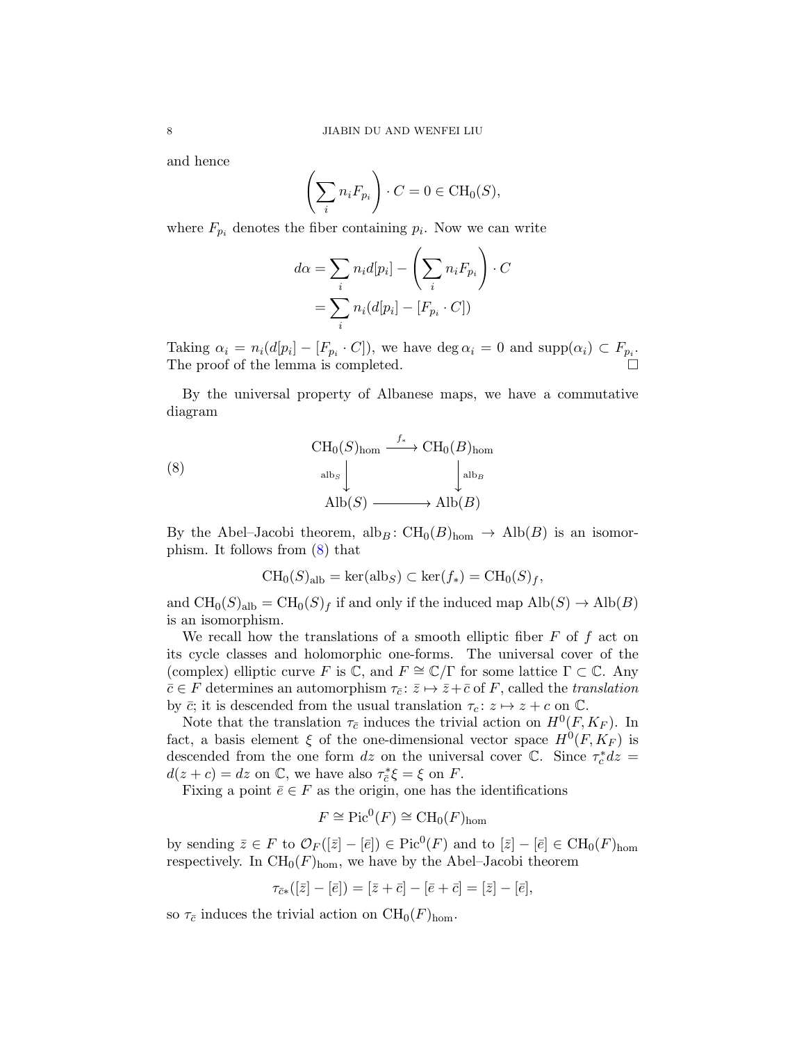and hence

$$\left(\sum_i n_i F_{p_i}\right) \cdot C = 0 \in \mathrm{CH}_0(S),$$

where $F_{p_i}$ denotes the fiber containing $p_i$. Now we can write

$$\begin{aligned} d\alpha &= \sum_i n_i d[p_i] - \left(\sum_i n_i F_{p_i}\right) \cdot C \\ &= \sum_i n_i (d[p_i] - [F_{p_i} \cdot C]) \end{aligned}$$

Taking $\alpha_i = n_i(d[p_i] - [F_{p_i} \cdot C])$, we have $\deg \alpha_i = 0$ and $\mathrm{supp}(\alpha_i) \subset F_{p_i}$. The proof of the lemma is completed. $\square$

By the universal property of Albanese maps, we have a commutative diagram

$$\begin{array}{ccc} \mathrm{CH}_0(S)_{\mathrm{hom}} & \xrightarrow{f_*} & \mathrm{CH}_0(B)_{\mathrm{hom}} \\ \Big\downarrow{\scriptstyle \mathrm{alb}_S} & & \Big\downarrow{\scriptstyle \mathrm{alb}_B} \\ \mathrm{Alb}(S) & \longrightarrow & \mathrm{Alb}(B) \end{array} \tag{8}$$

By the Abel–Jacobi theorem, $\mathrm{alb}_B \colon \mathrm{CH}_0(B)_{\mathrm{hom}} \to \mathrm{Alb}(B)$ is an isomorphism. It follows from (8) that

$$\mathrm{CH}_0(S)_{\mathrm{alb}} = \ker(\mathrm{alb}_S) \subset \ker(f_*) = \mathrm{CH}_0(S)_f,$$

and $\mathrm{CH}_0(S)_{\mathrm{alb}} = \mathrm{CH}_0(S)_f$ if and only if the induced map $\mathrm{Alb}(S) \to \mathrm{Alb}(B)$ is an isomorphism.

We recall how the translations of a smooth elliptic fiber $F$ of $f$ act on its cycle classes and holomorphic one-forms. The universal cover of the (complex) elliptic curve $F$ is $\mathbb{C}$, and $F \cong \mathbb{C}/\Gamma$ for some lattice $\Gamma \subset \mathbb{C}$. Any $\bar{c} \in F$ determines an automorphism $\tau_{\bar{c}} \colon \bar{z} \mapsto \bar{z} + \bar{c}$ of $F$, called the *translation* by $\bar{c}$; it is descended from the usual translation $\tau_c \colon z \mapsto z + c$ on $\mathbb{C}$.

Note that the translation $\tau_{\bar{c}}$ induces the trivial action on $H^0(F, K_F)$. In fact, a basis element $\xi$ of the one-dimensional vector space $H^0(F, K_F)$ is descended from the one form $dz$ on the universal cover $\mathbb{C}$. Since $\tau_c^* dz = d(z + c) = dz$ on $\mathbb{C}$, we have also $\tau_{\bar{c}}^* \xi = \xi$ on $F$.

Fixing a point $\bar{e} \in F$ as the origin, one has the identifications

$$F \cong \mathrm{Pic}^0(F) \cong \mathrm{CH}_0(F)_{\mathrm{hom}}$$

by sending $\bar{z} \in F$ to $\mathcal{O}_F([\bar{z}] - [\bar{e}]) \in \mathrm{Pic}^0(F)$ and to $[\bar{z}] - [\bar{e}] \in \mathrm{CH}_0(F)_{\mathrm{hom}}$ respectively. In $\mathrm{CH}_0(F)_{\mathrm{hom}}$, we have by the Abel–Jacobi theorem

$$\tau_{\bar{c}*}([\bar{z}] - [\bar{e}]) = [\bar{z} + \bar{c}] - [\bar{e} + \bar{c}] = [\bar{z}] - [\bar{e}],$$

so $\tau_{\bar{c}}$ induces the trivial action on $\mathrm{CH}_0(F)_{\mathrm{hom}}$.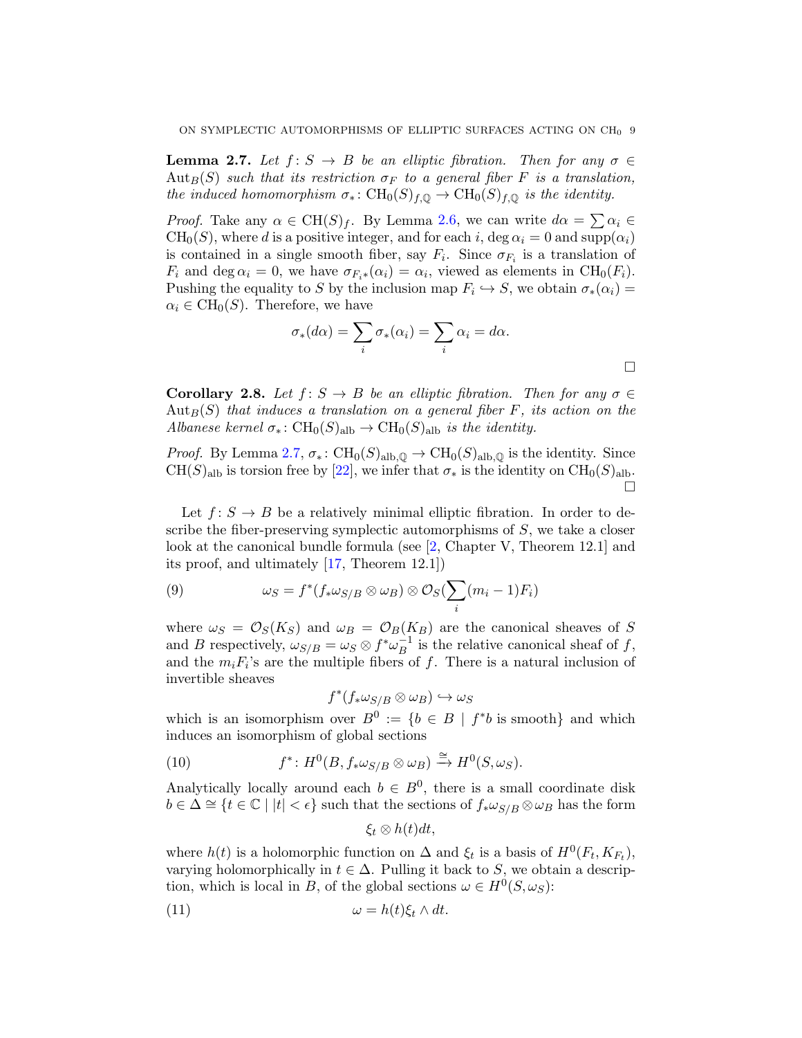**Lemma 2.7.** *Let $f\colon S \to B$ be an elliptic fibration. Then for any $\sigma \in \mathrm{Aut}_B(S)$ such that its restriction $\sigma_F$ to a general fiber $F$ is a translation, the induced homomorphism $\sigma_*\colon \mathrm{CH}_0(S)_{f,\mathbb{Q}} \to \mathrm{CH}_0(S)_{f,\mathbb{Q}}$ is the identity.*

*Proof.* Take any $\alpha \in \mathrm{CH}(S)_f$. By Lemma 2.6, we can write $d\alpha = \sum \alpha_i \in \mathrm{CH}_0(S)$, where $d$ is a positive integer, and for each $i$, $\deg \alpha_i = 0$ and $\mathrm{supp}(\alpha_i)$ is contained in a single smooth fiber, say $F_i$. Since $\sigma_{F_i}$ is a translation of $F_i$ and $\deg \alpha_i = 0$, we have $\sigma_{F_i *}(\alpha_i) = \alpha_i$, viewed as elements in $\mathrm{CH}_0(F_i)$. Pushing the equality to $S$ by the inclusion map $F_i \hookrightarrow S$, we obtain $\sigma_*(\alpha_i) = \alpha_i \in \mathrm{CH}_0(S)$. Therefore, we have

$$\sigma_*(d\alpha) = \sum_i \sigma_*(\alpha_i) = \sum_i \alpha_i = d\alpha.$$

□

**Corollary 2.8.** *Let $f\colon S \to B$ be an elliptic fibration. Then for any $\sigma \in \mathrm{Aut}_B(S)$ that induces a translation on a general fiber $F$, its action on the Albanese kernel $\sigma_*\colon \mathrm{CH}_0(S)_{\mathrm{alb}} \to \mathrm{CH}_0(S)_{\mathrm{alb}}$ is the identity.*

*Proof.* By Lemma 2.7, $\sigma_*\colon \mathrm{CH}_0(S)_{\mathrm{alb},\mathbb{Q}} \to \mathrm{CH}_0(S)_{\mathrm{alb},\mathbb{Q}}$ is the identity. Since $\mathrm{CH}(S)_{\mathrm{alb}}$ is torsion free by [22], we infer that $\sigma_*$ is the identity on $\mathrm{CH}_0(S)_{\mathrm{alb}}$. □

Let $f\colon S \to B$ be a relatively minimal elliptic fibration. In order to describe the fiber-preserving symplectic automorphisms of $S$, we take a closer look at the canonical bundle formula (see [2, Chapter V, Theorem 12.1] and its proof, and ultimately [17, Theorem 12.1])

$$\omega_S = f^*(f_*\omega_{S/B} \otimes \omega_B) \otimes \mathcal{O}_S(\sum_i (m_i - 1)F_i) \tag{9}$$

where $\omega_S = \mathcal{O}_S(K_S)$ and $\omega_B = \mathcal{O}_B(K_B)$ are the canonical sheaves of $S$ and $B$ respectively, $\omega_{S/B} = \omega_S \otimes f^*\omega_B^{-1}$ is the relative canonical sheaf of $f$, and the $m_iF_i$'s are the multiple fibers of $f$. There is a natural inclusion of invertible sheaves

$$f^*(f_*\omega_{S/B} \otimes \omega_B) \hookrightarrow \omega_S$$

which is an isomorphism over $B^0 := \{b \in B \mid f^*b \text{ is smooth}\}$ and which induces an isomorphism of global sections

$$f^*\colon H^0(B, f_*\omega_{S/B} \otimes \omega_B) \xrightarrow{\cong} H^0(S, \omega_S). \tag{10}$$

Analytically locally around each $b \in B^0$, there is a small coordinate disk $b \in \Delta \cong \{t \in \mathbb{C} \mid |t| < \epsilon\}$ such that the sections of $f_*\omega_{S/B} \otimes \omega_B$ has the form

$$\xi_t \otimes h(t)dt,$$

where $h(t)$ is a holomorphic function on $\Delta$ and $\xi_t$ is a basis of $H^0(F_t, K_{F_t})$, varying holomorphically in $t \in \Delta$. Pulling it back to $S$, we obtain a description, which is local in $B$, of the global sections $\omega \in H^0(S, \omega_S)$:

$$\omega = h(t)\xi_t \wedge dt. \tag{11}$$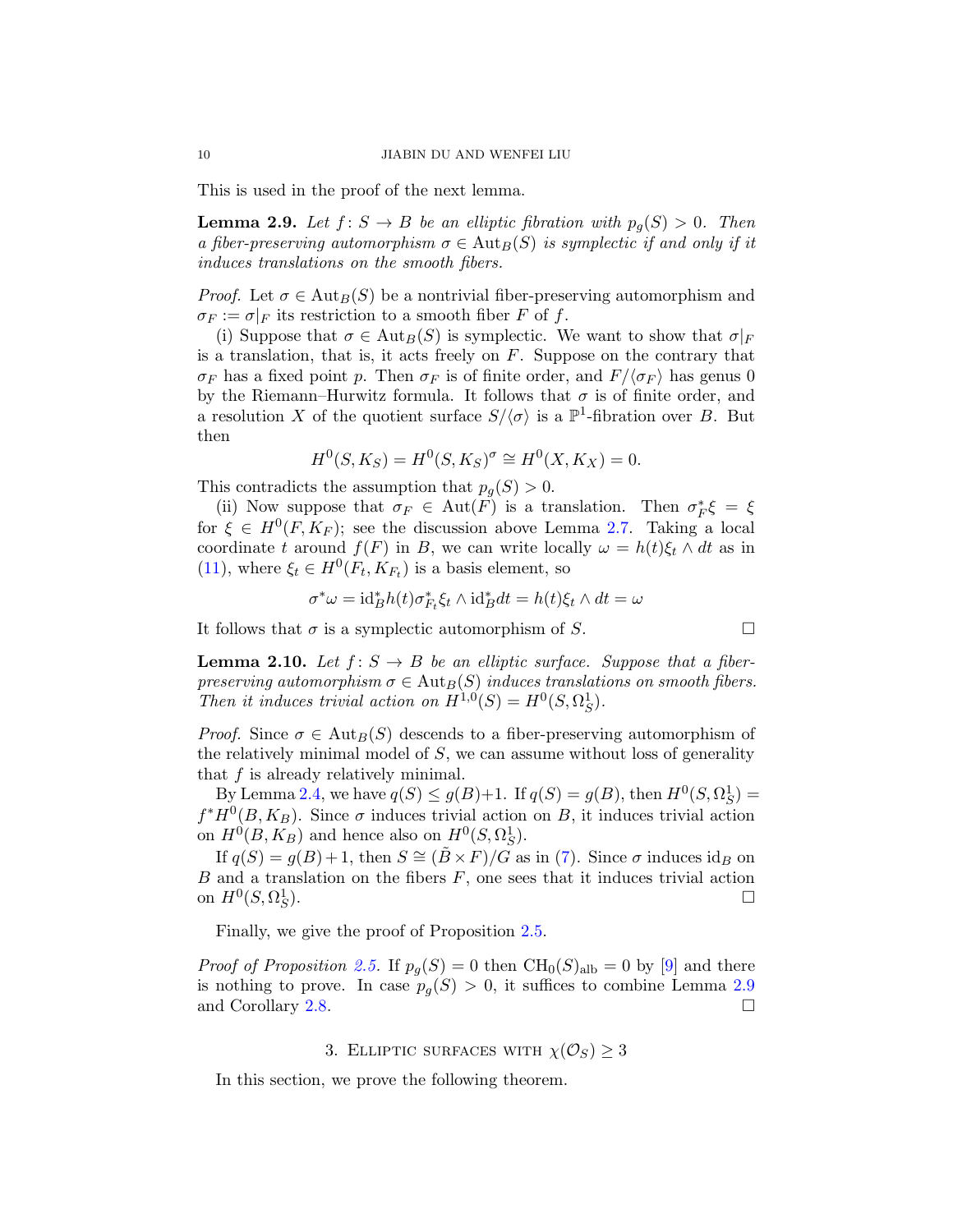This is used in the proof of the next lemma.

**Lemma 2.9.** *Let $f\colon S \to B$ be an elliptic fibration with $p_g(S) > 0$. Then a fiber-preserving automorphism $\sigma \in \mathrm{Aut}_B(S)$ is symplectic if and only if it induces translations on the smooth fibers.*

*Proof.* Let $\sigma \in \mathrm{Aut}_B(S)$ be a nontrivial fiber-preserving automorphism and $\sigma_F := \sigma|_F$ its restriction to a smooth fiber $F$ of $f$.

(i) Suppose that $\sigma \in \mathrm{Aut}_B(S)$ is symplectic. We want to show that $\sigma|_F$ is a translation, that is, it acts freely on $F$. Suppose on the contrary that $\sigma_F$ has a fixed point $p$. Then $\sigma_F$ is of finite order, and $F/\langle\sigma_F\rangle$ has genus 0 by the Riemann–Hurwitz formula. It follows that $\sigma$ is of finite order, and a resolution $X$ of the quotient surface $S/\langle\sigma\rangle$ is a $\mathbb{P}^1$-fibration over $B$. But then

$$H^0(S, K_S) = H^0(S, K_S)^\sigma \cong H^0(X, K_X) = 0.$$

This contradicts the assumption that $p_g(S) > 0$.

(ii) Now suppose that $\sigma_F \in \mathrm{Aut}(F)$ is a translation. Then $\sigma_F^*\xi = \xi$ for $\xi \in H^0(F, K_F)$; see the discussion above Lemma 2.7. Taking a local coordinate $t$ around $f(F)$ in $B$, we can write locally $\omega = h(t)\xi_t \wedge dt$ as in (11), where $\xi_t \in H^0(F_t, K_{F_t})$ is a basis element, so

$$\sigma^*\omega = \mathrm{id}_B^* h(t)\sigma_{F_t}^*\xi_t \wedge \mathrm{id}_B^* dt = h(t)\xi_t \wedge dt = \omega$$

It follows that $\sigma$ is a symplectic automorphism of $S$. $\square$

**Lemma 2.10.** *Let $f\colon S \to B$ be an elliptic surface. Suppose that a fiber-preserving automorphism $\sigma \in \mathrm{Aut}_B(S)$ induces translations on smooth fibers. Then it induces trivial action on $H^{1,0}(S) = H^0(S, \Omega_S^1)$.*

*Proof.* Since $\sigma \in \mathrm{Aut}_B(S)$ descends to a fiber-preserving automorphism of the relatively minimal model of $S$, we can assume without loss of generality that $f$ is already relatively minimal.

By Lemma 2.4, we have $q(S) \leq g(B)+1$. If $q(S) = g(B)$, then $H^0(S, \Omega_S^1) = f^*H^0(B, K_B)$. Since $\sigma$ induces trivial action on $B$, it induces trivial action on $H^0(B, K_B)$ and hence also on $H^0(S, \Omega_S^1)$.

If $q(S) = g(B)+1$, then $S \cong (\tilde{B} \times F)/G$ as in (7). Since $\sigma$ induces $\mathrm{id}_B$ on $B$ and a translation on the fibers $F$, one sees that it induces trivial action on $H^0(S, \Omega_S^1)$. $\square$

Finally, we give the proof of Proposition 2.5.

*Proof of Proposition 2.5.* If $p_g(S) = 0$ then $\mathrm{CH}_0(S)_{\mathrm{alb}} = 0$ by [9] and there is nothing to prove. In case $p_g(S) > 0$, it suffices to combine Lemma 2.9 and Corollary 2.8. $\square$

## 3. Elliptic surfaces with $\chi(\mathcal{O}_S) \geq 3$

In this section, we prove the following theorem.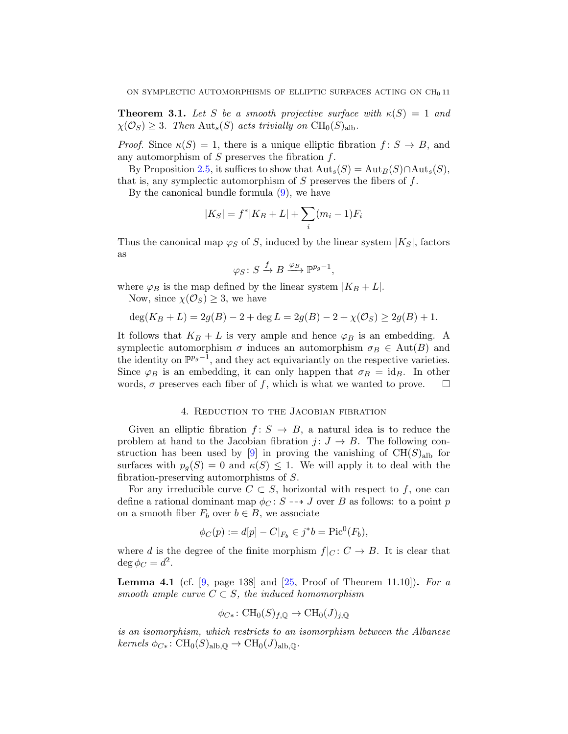**Theorem 3.1.** *Let $S$ be a smooth projective surface with $\kappa(S) = 1$ and $\chi(\mathcal{O}_S) \geq 3$. Then $\mathrm{Aut}_s(S)$ acts trivially on $\mathrm{CH}_0(S)_{\mathrm{alb}}$.*

*Proof.* Since $\kappa(S) = 1$, there is a unique elliptic fibration $f \colon S \to B$, and any automorphism of $S$ preserves the fibration $f$.

By Proposition 2.5, it suffices to show that $\mathrm{Aut}_s(S) = \mathrm{Aut}_B(S) \cap \mathrm{Aut}_s(S)$, that is, any symplectic automorphism of $S$ preserves the fibers of $f$.

By the canonical bundle formula (9), we have

$$|K_S| = f^*|K_B + L| + \sum_i (m_i - 1)F_i$$

Thus the canonical map $\varphi_S$ of $S$, induced by the linear system $|K_S|$, factors as

$$\varphi_S \colon S \xrightarrow{f} B \xrightarrow{\varphi_B} \mathbb{P}^{p_g - 1},$$

where $\varphi_B$ is the map defined by the linear system $|K_B + L|$.

Now, since $\chi(\mathcal{O}_S) \geq 3$, we have

$$\deg(K_B + L) = 2g(B) - 2 + \deg L = 2g(B) - 2 + \chi(\mathcal{O}_S) \geq 2g(B) + 1.$$

It follows that $K_B + L$ is very ample and hence $\varphi_B$ is an embedding. A symplectic automorphism $\sigma$ induces an automorphism $\sigma_B \in \mathrm{Aut}(B)$ and the identity on $\mathbb{P}^{p_g - 1}$, and they act equivariantly on the respective varieties. Since $\varphi_B$ is an embedding, it can only happen that $\sigma_B = \mathrm{id}_B$. In other words, $\sigma$ preserves each fiber of $f$, which is what we wanted to prove. □

## 4. Reduction to the Jacobian fibration

Given an elliptic fibration $f \colon S \to B$, a natural idea is to reduce the problem at hand to the Jacobian fibration $j \colon J \to B$. The following construction has been used by [9] in proving the vanishing of $\mathrm{CH}(S)_{\mathrm{alb}}$ for surfaces with $p_g(S) = 0$ and $\kappa(S) \leq 1$. We will apply it to deal with the fibration-preserving automorphisms of $S$.

For any irreducible curve $C \subset S$, horizontal with respect to $f$, one can define a rational dominant map $\phi_C \colon S \dashrightarrow J$ over $B$ as follows: to a point $p$ on a smooth fiber $F_b$ over $b \in B$, we associate

$$\phi_C(p) := d[p] - C|_{F_b} \in j^*b = \mathrm{Pic}^0(F_b),$$

where $d$ is the degree of the finite morphism $f|_C \colon C \to B$. It is clear that $\deg \phi_C = d^2$.

**Lemma 4.1** (cf. [9, page 138] and [25, Proof of Theorem 11.10])**.** *For a smooth ample curve $C \subset S$, the induced homomorphism*

$$\phi_{C*} \colon \mathrm{CH}_0(S)_{f,\mathbb{Q}} \to \mathrm{CH}_0(J)_{j,\mathbb{Q}}$$

*is an isomorphism, which restricts to an isomorphism between the Albanese kernels $\phi_{C*} \colon \mathrm{CH}_0(S)_{\mathrm{alb},\mathbb{Q}} \to \mathrm{CH}_0(J)_{\mathrm{alb},\mathbb{Q}}$.*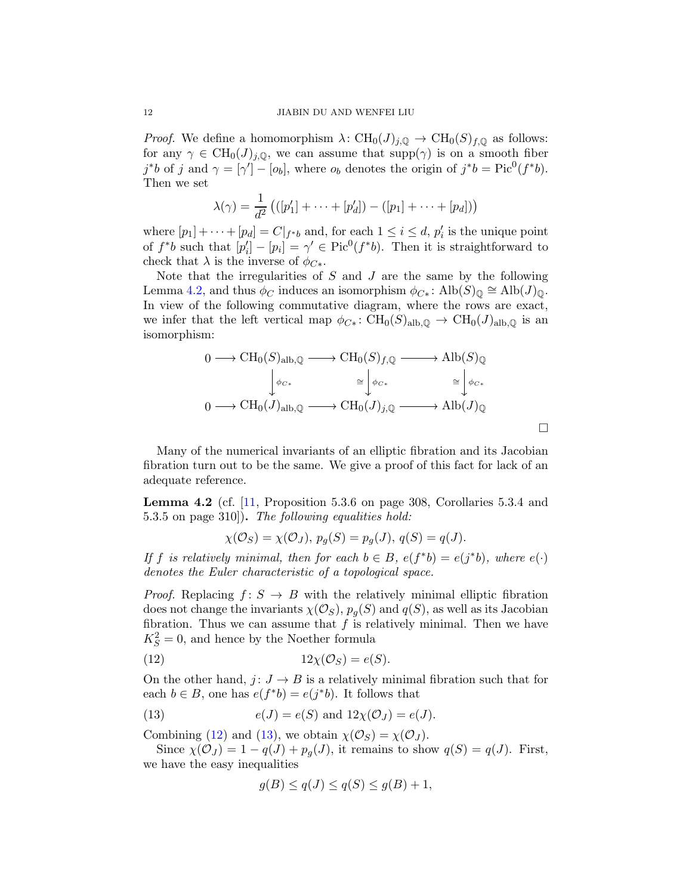*Proof.* We define a homomorphism $\lambda\colon \mathrm{CH}_0(J)_{j,\mathbb{Q}} \to \mathrm{CH}_0(S)_{f,\mathbb{Q}}$ as follows: for any $\gamma \in \mathrm{CH}_0(J)_{j,\mathbb{Q}}$, we can assume that $\mathrm{supp}(\gamma)$ is on a smooth fiber $j^*b$ of $j$ and $\gamma = [\gamma'] - [o_b]$, where $o_b$ denotes the origin of $j^*b = \mathrm{Pic}^0(f^*b)$. Then we set

$$\lambda(\gamma) = \frac{1}{d^2}\left(([p_1'] + \cdots + [p_d']) - ([p_1] + \cdots + [p_d])\right)$$

where $[p_1] + \cdots + [p_d] = C|_{f^*b}$ and, for each $1 \leq i \leq d$, $p_i'$ is the unique point of $f^*b$ such that $[p_i'] - [p_i] = \gamma' \in \mathrm{Pic}^0(f^*b)$. Then it is straightforward to check that $\lambda$ is the inverse of $\phi_{C*}$.

Note that the irregularities of $S$ and $J$ are the same by the following Lemma 4.2, and thus $\phi_C$ induces an isomorphism $\phi_{C*}\colon \mathrm{Alb}(S)_{\mathbb{Q}} \cong \mathrm{Alb}(J)_{\mathbb{Q}}$. In view of the following commutative diagram, where the rows are exact, we infer that the left vertical map $\phi_{C*}\colon \mathrm{CH}_0(S)_{\mathrm{alb},\mathbb{Q}} \to \mathrm{CH}_0(J)_{\mathrm{alb},\mathbb{Q}}$ is an isomorphism:

$$\begin{array}{ccccccc}
0 \longrightarrow & \mathrm{CH}_0(S)_{\mathrm{alb},\mathbb{Q}} & \longrightarrow & \mathrm{CH}_0(S)_{f,\mathbb{Q}} & \longrightarrow & \mathrm{Alb}(S)_{\mathbb{Q}} \\
& \downarrow \phi_{C*} & & \cong \downarrow \phi_{C*} & & \cong \downarrow \phi_{C*} \\
0 \longrightarrow & \mathrm{CH}_0(J)_{\mathrm{alb},\mathbb{Q}} & \longrightarrow & \mathrm{CH}_0(J)_{j,\mathbb{Q}} & \longrightarrow & \mathrm{Alb}(J)_{\mathbb{Q}}
\end{array}$$

$\square$

Many of the numerical invariants of an elliptic fibration and its Jacobian fibration turn out to be the same. We give a proof of this fact for lack of an adequate reference.

**Lemma 4.2** (cf. [11, Proposition 5.3.6 on page 308, Corollaries 5.3.4 and 5.3.5 on page 310])**.** *The following equalities hold:*

$$\chi(\mathcal{O}_S) = \chi(\mathcal{O}_J),\ p_g(S) = p_g(J),\ q(S) = q(J).$$

*If $f$ is relatively minimal, then for each $b \in B$, $e(f^*b) = e(j^*b)$, where $e(\cdot)$ denotes the Euler characteristic of a topological space.*

*Proof.* Replacing $f\colon S \to B$ with the relatively minimal elliptic fibration does not change the invariants $\chi(\mathcal{O}_S)$, $p_g(S)$ and $q(S)$, as well as its Jacobian fibration. Thus we can assume that $f$ is relatively minimal. Then we have $K_S^2 = 0$, and hence by the Noether formula

$$12\chi(\mathcal{O}_S) = e(S). \tag{12}$$

On the other hand, $j\colon J \to B$ is a relatively minimal fibration such that for each $b \in B$, one has $e(f^*b) = e(j^*b)$. It follows that

$$e(J) = e(S) \text{ and } 12\chi(\mathcal{O}_J) = e(J). \tag{13}$$

Combining (12) and (13), we obtain $\chi(\mathcal{O}_S) = \chi(\mathcal{O}_J)$.

Since $\chi(\mathcal{O}_J) = 1 - q(J) + p_g(J)$, it remains to show $q(S) = q(J)$. First, we have the easy inequalities

$$g(B) \leq q(J) \leq q(S) \leq g(B) + 1,$$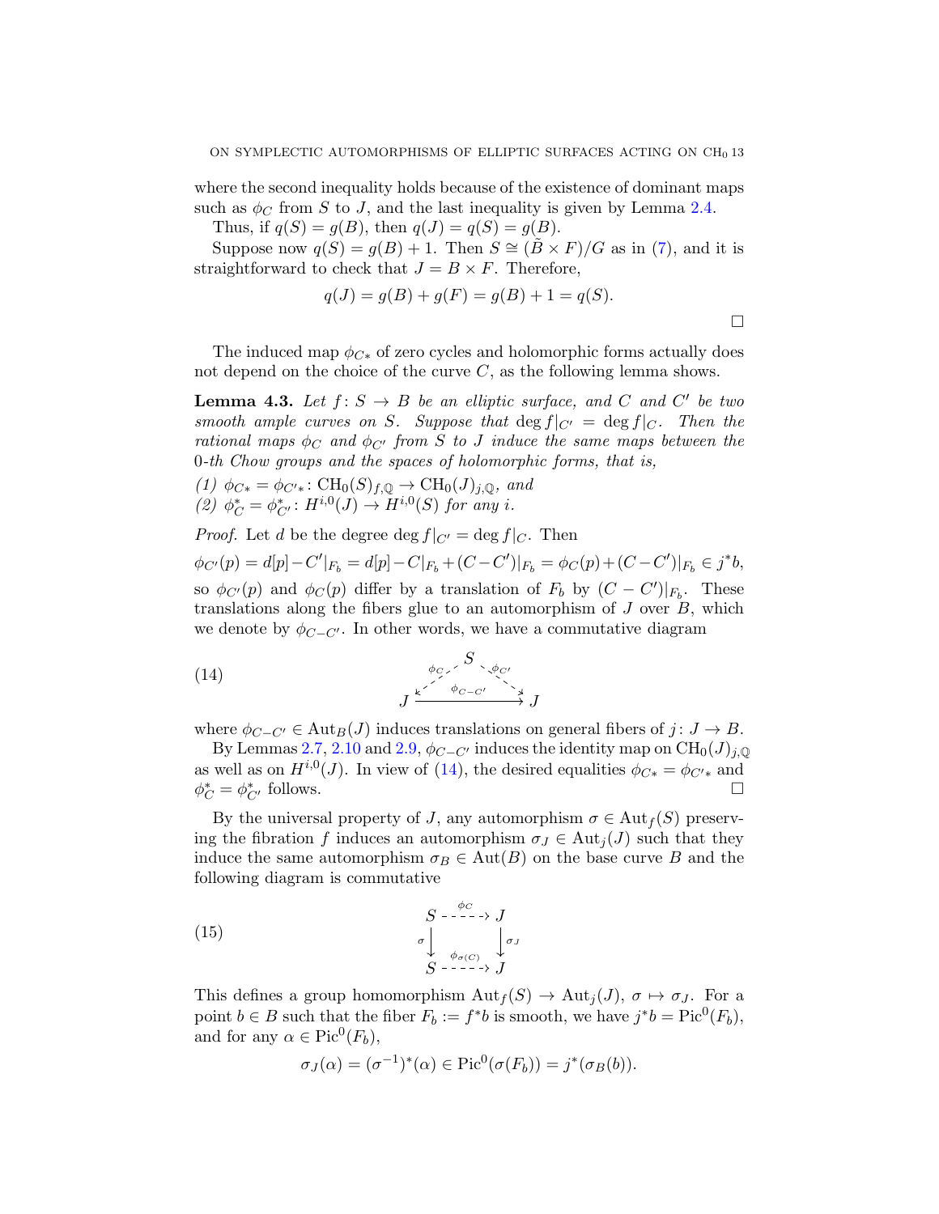where the second inequality holds because of the existence of dominant maps such as $\phi_C$ from $S$ to $J$, and the last inequality is given by Lemma 2.4.

Thus, if $q(S) = g(B)$, then $q(J) = q(S) = g(B)$.

Suppose now $q(S) = g(B) + 1$. Then $S \cong (\tilde{B} \times F)/G$ as in (7), and it is straightforward to check that $J = B \times F$. Therefore,

$$q(J) = g(B) + g(F) = g(B) + 1 = q(S).$$

□

The induced map $\phi_{C*}$ of zero cycles and holomorphic forms actually does not depend on the choice of the curve $C$, as the following lemma shows.

**Lemma 4.3.** *Let $f\colon S \to B$ be an elliptic surface, and $C$ and $C'$ be two smooth ample curves on $S$. Suppose that $\deg f|_{C'} = \deg f|_C$. Then the rational maps $\phi_C$ and $\phi_{C'}$ from $S$ to $J$ induce the same maps between the 0-th Chow groups and the spaces of holomorphic forms, that is,*

*(1) $\phi_{C*} = \phi_{C'*}\colon \mathrm{CH}_0(S)_{f,\mathbb{Q}} \to \mathrm{CH}_0(J)_{j,\mathbb{Q}}$, and*
*(2) $\phi_C^* = \phi_{C'}^*\colon H^{i,0}(J) \to H^{i,0}(S)$ for any $i$.*

*Proof.* Let $d$ be the degree $\deg f|_{C'} = \deg f|_C$. Then

$$\phi_{C'}(p) = d[p] - C'|_{F_b} = d[p] - C|_{F_b} + (C - C')|_{F_b} = \phi_C(p) + (C - C')|_{F_b} \in j^*b,$$

so $\phi_{C'}(p)$ and $\phi_C(p)$ differ by a translation of $F_b$ by $(C - C')|_{F_b}$. These translations along the fibers glue to an automorphism of $J$ over $B$, which we denote by $\phi_{C-C'}$. In other words, we have a commutative diagram

$$\begin{array}{ccccc} & & S & & \\ & \swarrow^{\phi_C} & & \searrow^{\phi_{C'}} & \\ J & & \xrightarrow{\phi_{C-C'}} & & J \end{array} \tag{14}$$

where $\phi_{C-C'} \in \mathrm{Aut}_B(J)$ induces translations on general fibers of $j\colon J \to B$.

By Lemmas 2.7, 2.10 and 2.9, $\phi_{C-C'}$ induces the identity map on $\mathrm{CH}_0(J)_{j,\mathbb{Q}}$ as well as on $H^{i,0}(J)$. In view of (14), the desired equalities $\phi_{C*} = \phi_{C'*}$ and $\phi_C^* = \phi_{C'}^*$ follows. □

By the universal property of $J$, any automorphism $\sigma \in \mathrm{Aut}_f(S)$ preserving the fibration $f$ induces an automorphism $\sigma_J \in \mathrm{Aut}_j(J)$ such that they induce the same automorphism $\sigma_B \in \mathrm{Aut}(B)$ on the base curve $B$ and the following diagram is commutative

$$\begin{array}{ccc} S & \overset{\phi_C}{\dashrightarrow} & J \\ \sigma \downarrow & & \downarrow \sigma_J \\ S & \underset{\phi_{\sigma(C)}}{\dashrightarrow} & J \end{array} \tag{15}$$

This defines a group homomorphism $\mathrm{Aut}_f(S) \to \mathrm{Aut}_j(J)$, $\sigma \mapsto \sigma_J$. For a point $b \in B$ such that the fiber $F_b := f^*b$ is smooth, we have $j^*b = \mathrm{Pic}^0(F_b)$, and for any $\alpha \in \mathrm{Pic}^0(F_b)$,

$$\sigma_J(\alpha) = (\sigma^{-1})^*(\alpha) \in \mathrm{Pic}^0(\sigma(F_b)) = j^*(\sigma_B(b)).$$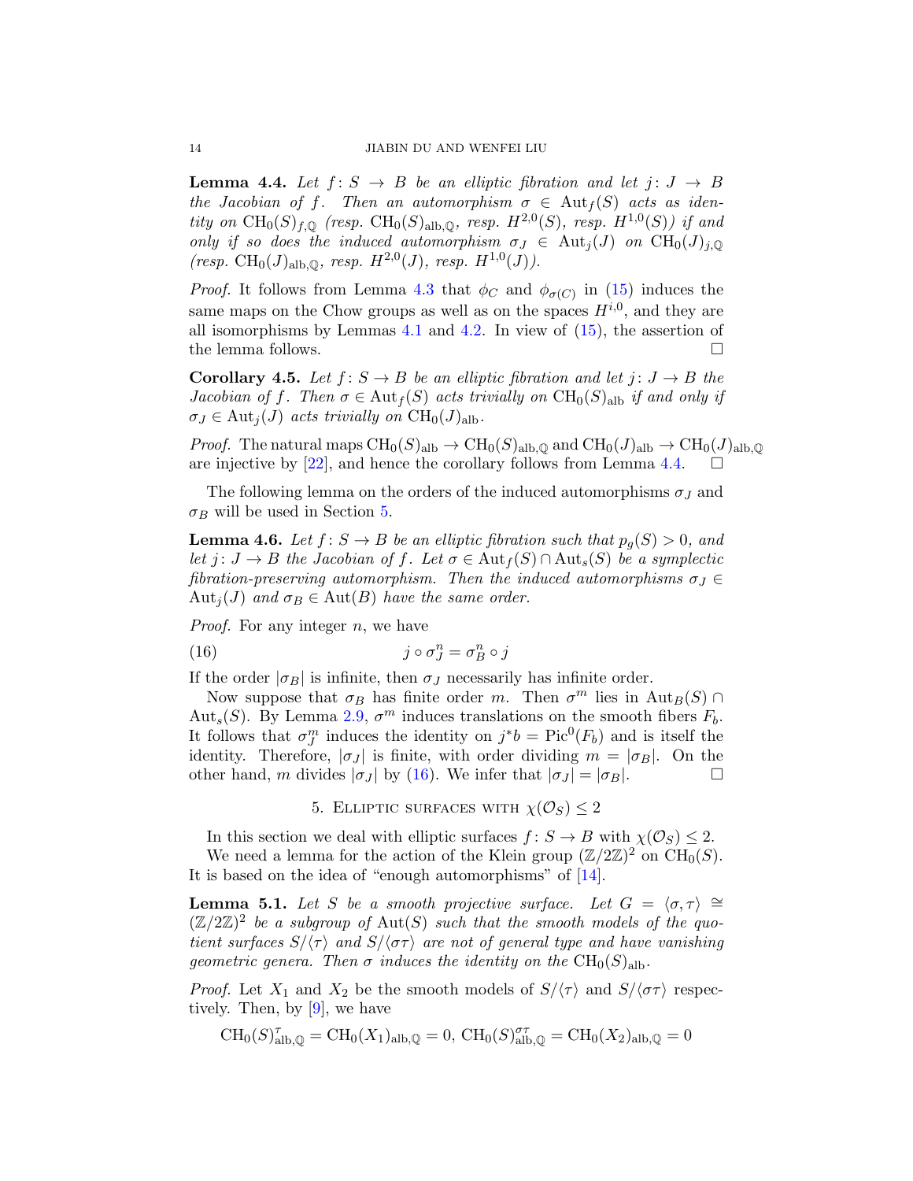**Lemma 4.4.** *Let $f\colon S \to B$ be an elliptic fibration and let $j\colon J \to B$ the Jacobian of $f$. Then an automorphism $\sigma \in \mathrm{Aut}_f(S)$ acts as identity on $\mathrm{CH}_0(S)_{f,\mathbb{Q}}$ (resp. $\mathrm{CH}_0(S)_{\mathrm{alb},\mathbb{Q}}$, resp. $H^{2,0}(S)$, resp. $H^{1,0}(S)$) if and only if so does the induced automorphism $\sigma_J \in \mathrm{Aut}_j(J)$ on $\mathrm{CH}_0(J)_{j,\mathbb{Q}}$ (resp. $\mathrm{CH}_0(J)_{\mathrm{alb},\mathbb{Q}}$, resp. $H^{2,0}(J)$, resp. $H^{1,0}(J)$).*

*Proof.* It follows from Lemma 4.3 that $\phi_C$ and $\phi_{\sigma(C)}$ in (15) induces the same maps on the Chow groups as well as on the spaces $H^{i,0}$, and they are all isomorphisms by Lemmas 4.1 and 4.2. In view of (15), the assertion of the lemma follows. □

**Corollary 4.5.** *Let $f\colon S \to B$ be an elliptic fibration and let $j\colon J \to B$ the Jacobian of $f$. Then $\sigma \in \mathrm{Aut}_f(S)$ acts trivially on $\mathrm{CH}_0(S)_{\mathrm{alb}}$ if and only if $\sigma_J \in \mathrm{Aut}_j(J)$ acts trivially on $\mathrm{CH}_0(J)_{\mathrm{alb}}$.*

*Proof.* The natural maps $\mathrm{CH}_0(S)_{\mathrm{alb}} \to \mathrm{CH}_0(S)_{\mathrm{alb},\mathbb{Q}}$ and $\mathrm{CH}_0(J)_{\mathrm{alb}} \to \mathrm{CH}_0(J)_{\mathrm{alb},\mathbb{Q}}$ are injective by [22], and hence the corollary follows from Lemma 4.4. □

The following lemma on the orders of the induced automorphisms $\sigma_J$ and $\sigma_B$ will be used in Section 5.

**Lemma 4.6.** *Let $f\colon S \to B$ be an elliptic fibration such that $p_g(S) > 0$, and let $j\colon J \to B$ the Jacobian of $f$. Let $\sigma \in \mathrm{Aut}_f(S) \cap \mathrm{Aut}_s(S)$ be a symplectic fibration-preserving automorphism. Then the induced automorphisms $\sigma_J \in \mathrm{Aut}_j(J)$ and $\sigma_B \in \mathrm{Aut}(B)$ have the same order.*

*Proof.* For any integer $n$, we have

$$j \circ \sigma_J^n = \sigma_B^n \circ j \tag{16}$$

If the order $|\sigma_B|$ is infinite, then $\sigma_J$ necessarily has infinite order.

Now suppose that $\sigma_B$ has finite order $m$. Then $\sigma^m$ lies in $\mathrm{Aut}_B(S) \cap \mathrm{Aut}_s(S)$. By Lemma 2.9, $\sigma^m$ induces translations on the smooth fibers $F_b$. It follows that $\sigma_J^m$ induces the identity on $j^*b = \mathrm{Pic}^0(F_b)$ and is itself the identity. Therefore, $|\sigma_J|$ is finite, with order dividing $m = |\sigma_B|$. On the other hand, $m$ divides $|\sigma_J|$ by (16). We infer that $|\sigma_J| = |\sigma_B|$. □

## 5. Elliptic surfaces with $\chi(\mathcal{O}_S) \leq 2$

In this section we deal with elliptic surfaces $f\colon S \to B$ with $\chi(\mathcal{O}_S) \leq 2$.

We need a lemma for the action of the Klein group $(\mathbb{Z}/2\mathbb{Z})^2$ on $\mathrm{CH}_0(S)$. It is based on the idea of "enough automorphisms" of [14].

**Lemma 5.1.** *Let $S$ be a smooth projective surface. Let $G = \langle \sigma, \tau \rangle \cong (\mathbb{Z}/2\mathbb{Z})^2$ be a subgroup of $\mathrm{Aut}(S)$ such that the smooth models of the quotient surfaces $S/\langle \tau \rangle$ and $S/\langle \sigma\tau \rangle$ are not of general type and have vanishing geometric genera. Then $\sigma$ induces the identity on the $\mathrm{CH}_0(S)_{\mathrm{alb}}$.*

*Proof.* Let $X_1$ and $X_2$ be the smooth models of $S/\langle \tau \rangle$ and $S/\langle \sigma\tau \rangle$ respectively. Then, by [9], we have

$$\mathrm{CH}_0(S)^{\tau}_{\mathrm{alb},\mathbb{Q}} = \mathrm{CH}_0(X_1)_{\mathrm{alb},\mathbb{Q}} = 0,\ \mathrm{CH}_0(S)^{\sigma\tau}_{\mathrm{alb},\mathbb{Q}} = \mathrm{CH}_0(X_2)_{\mathrm{alb},\mathbb{Q}} = 0$$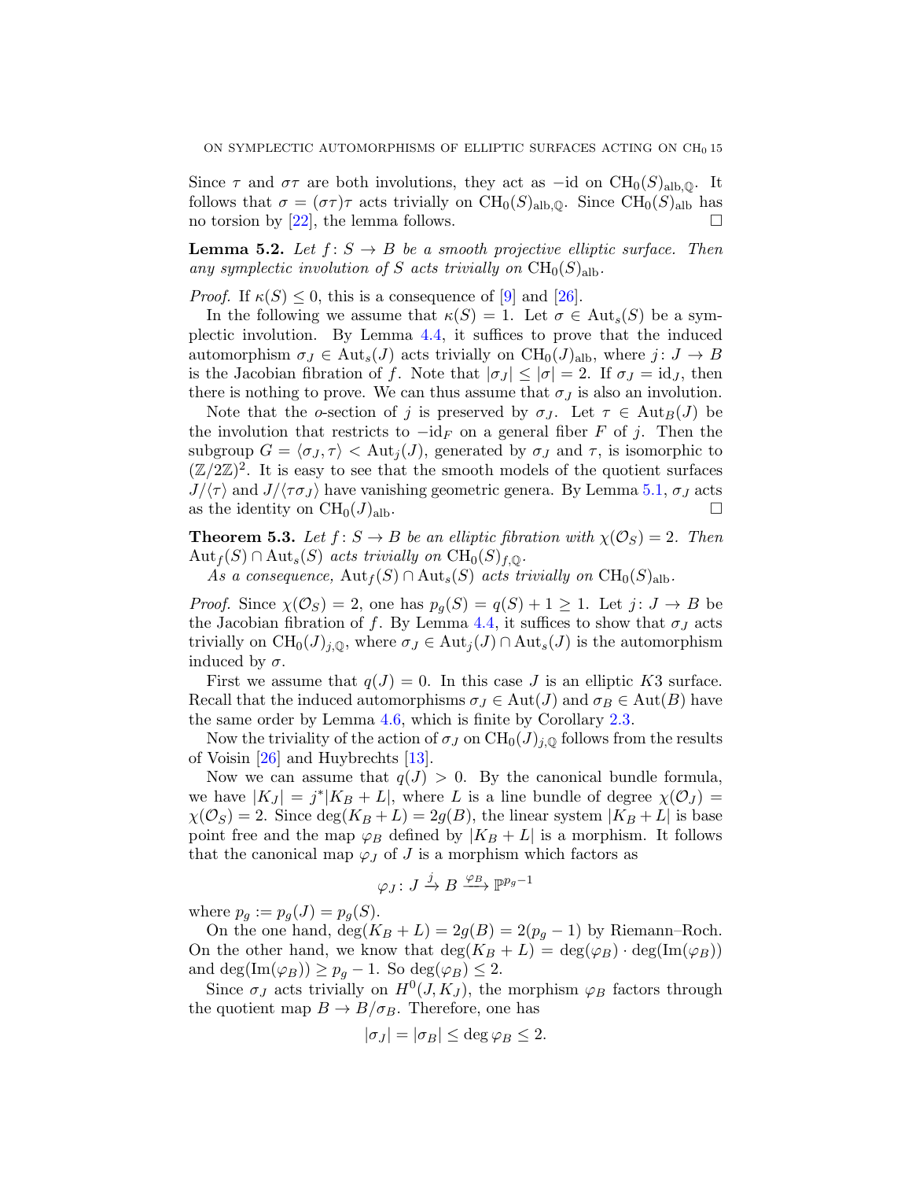Since $\tau$ and $\sigma\tau$ are both involutions, they act as $-\mathrm{id}$ on $\mathrm{CH}_0(S)_{\mathrm{alb},\mathbb{Q}}$. It follows that $\sigma = (\sigma\tau)\tau$ acts trivially on $\mathrm{CH}_0(S)_{\mathrm{alb},\mathbb{Q}}$. Since $\mathrm{CH}_0(S)_{\mathrm{alb}}$ has no torsion by [22], the lemma follows. □

**Lemma 5.2.** *Let $f\colon S \to B$ be a smooth projective elliptic surface. Then any symplectic involution of $S$ acts trivially on $\mathrm{CH}_0(S)_{\mathrm{alb}}$.*

*Proof.* If $\kappa(S) \le 0$, this is a consequence of [9] and [26].

In the following we assume that $\kappa(S) = 1$. Let $\sigma \in \mathrm{Aut}_s(S)$ be a symplectic involution. By Lemma 4.4, it suffices to prove that the induced automorphism $\sigma_J \in \mathrm{Aut}_s(J)$ acts trivially on $\mathrm{CH}_0(J)_{\mathrm{alb}}$, where $j\colon J \to B$ is the Jacobian fibration of $f$. Note that $|\sigma_J| \le |\sigma| = 2$. If $\sigma_J = \mathrm{id}_J$, then there is nothing to prove. We can thus assume that $\sigma_J$ is also an involution.

Note that the $o$-section of $j$ is preserved by $\sigma_J$. Let $\tau \in \mathrm{Aut}_B(J)$ be the involution that restricts to $-\mathrm{id}_F$ on a general fiber $F$ of $j$. Then the subgroup $G = \langle \sigma_J, \tau\rangle < \mathrm{Aut}_j(J)$, generated by $\sigma_J$ and $\tau$, is isomorphic to $(\mathbb{Z}/2\mathbb{Z})^2$. It is easy to see that the smooth models of the quotient surfaces $J/\langle\tau\rangle$ and $J/\langle\tau\sigma_J\rangle$ have vanishing geometric genera. By Lemma 5.1, $\sigma_J$ acts as the identity on $\mathrm{CH}_0(J)_{\mathrm{alb}}$. □

**Theorem 5.3.** *Let $f\colon S \to B$ be an elliptic fibration with $\chi(\mathcal{O}_S) = 2$. Then $\mathrm{Aut}_f(S) \cap \mathrm{Aut}_s(S)$ acts trivially on $\mathrm{CH}_0(S)_{f,\mathbb{Q}}$.*

*As a consequence, $\mathrm{Aut}_f(S) \cap \mathrm{Aut}_s(S)$ acts trivially on $\mathrm{CH}_0(S)_{\mathrm{alb}}$.*

*Proof.* Since $\chi(\mathcal{O}_S) = 2$, one has $p_g(S) = q(S) + 1 \ge 1$. Let $j\colon J \to B$ be the Jacobian fibration of $f$. By Lemma 4.4, it suffices to show that $\sigma_J$ acts trivially on $\mathrm{CH}_0(J)_{j,\mathbb{Q}}$, where $\sigma_J \in \mathrm{Aut}_j(J) \cap \mathrm{Aut}_s(J)$ is the automorphism induced by $\sigma$.

First we assume that $q(J) = 0$. In this case $J$ is an elliptic $K3$ surface. Recall that the induced automorphisms $\sigma_J \in \mathrm{Aut}(J)$ and $\sigma_B \in \mathrm{Aut}(B)$ have the same order by Lemma 4.6, which is finite by Corollary 2.3.

Now the triviality of the action of $\sigma_J$ on $\mathrm{CH}_0(J)_{j,\mathbb{Q}}$ follows from the results of Voisin [26] and Huybrechts [13].

Now we can assume that $q(J) > 0$. By the canonical bundle formula, we have $|K_J| = j^*|K_B + L|$, where $L$ is a line bundle of degree $\chi(\mathcal{O}_J) = \chi(\mathcal{O}_S) = 2$. Since $\deg(K_B + L) = 2g(B)$, the linear system $|K_B + L|$ is base point free and the map $\varphi_B$ defined by $|K_B + L|$ is a morphism. It follows that the canonical map $\varphi_J$ of $J$ is a morphism which factors as

$$\varphi_J\colon J \xrightarrow{j} B \xrightarrow{\varphi_B} \mathbb{P}^{p_g - 1}$$

where $p_g := p_g(J) = p_g(S)$.

On the one hand, $\deg(K_B + L) = 2g(B) = 2(p_g - 1)$ by Riemann–Roch. On the other hand, we know that $\deg(K_B + L) = \deg(\varphi_B)\cdot\deg(\mathrm{Im}(\varphi_B))$ and $\deg(\mathrm{Im}(\varphi_B)) \ge p_g - 1$. So $\deg(\varphi_B) \le 2$.

Since $\sigma_J$ acts trivially on $H^0(J, K_J)$, the morphism $\varphi_B$ factors through the quotient map $B \to B/\sigma_B$. Therefore, one has

$$|\sigma_J| = |\sigma_B| \le \deg\varphi_B \le 2.$$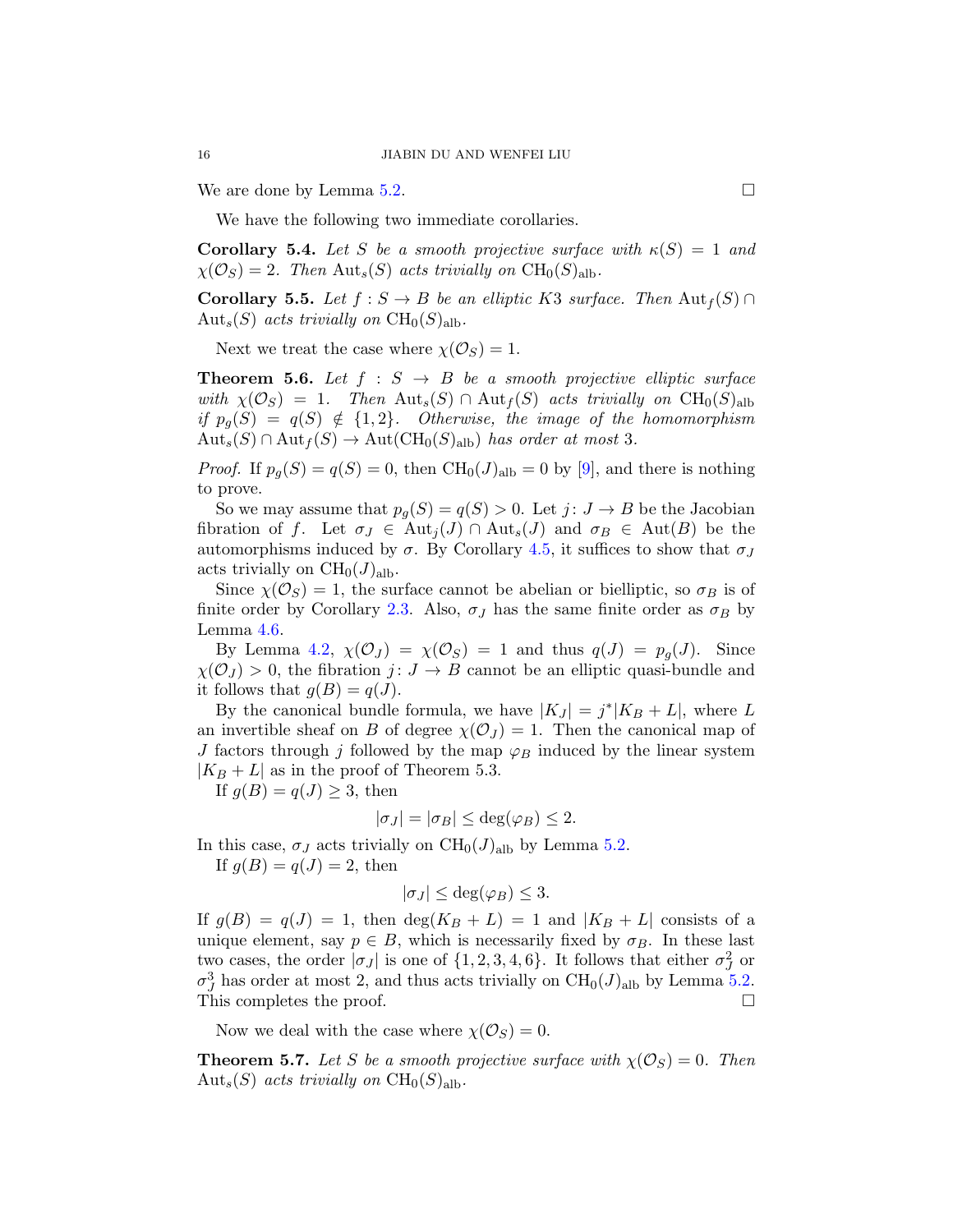We are done by Lemma 5.2. $\square$

We have the following two immediate corollaries.

**Corollary 5.4.** *Let $S$ be a smooth projective surface with $\kappa(S) = 1$ and $\chi(\mathcal{O}_S) = 2$. Then $\mathrm{Aut}_s(S)$ acts trivially on $\mathrm{CH}_0(S)_{\mathrm{alb}}$.*

**Corollary 5.5.** *Let $f: S \to B$ be an elliptic K3 surface. Then $\mathrm{Aut}_f(S) \cap \mathrm{Aut}_s(S)$ acts trivially on $\mathrm{CH}_0(S)_{\mathrm{alb}}$.*

Next we treat the case where $\chi(\mathcal{O}_S) = 1$.

**Theorem 5.6.** *Let $f : S \to B$ be a smooth projective elliptic surface with $\chi(\mathcal{O}_S) = 1$. Then $\mathrm{Aut}_s(S) \cap \mathrm{Aut}_f(S)$ acts trivially on $\mathrm{CH}_0(S)_{\mathrm{alb}}$ if $p_g(S) = q(S) \notin \{1, 2\}$. Otherwise, the image of the homomorphism $\mathrm{Aut}_s(S) \cap \mathrm{Aut}_f(S) \to \mathrm{Aut}(\mathrm{CH}_0(S)_{\mathrm{alb}})$ has order at most 3.*

*Proof.* If $p_g(S) = q(S) = 0$, then $\mathrm{CH}_0(J)_{\mathrm{alb}} = 0$ by [9], and there is nothing to prove.

So we may assume that $p_g(S) = q(S) > 0$. Let $j: J \to B$ be the Jacobian fibration of $f$. Let $\sigma_J \in \mathrm{Aut}_j(J) \cap \mathrm{Aut}_s(J)$ and $\sigma_B \in \mathrm{Aut}(B)$ be the automorphisms induced by $\sigma$. By Corollary 4.5, it suffices to show that $\sigma_J$ acts trivially on $\mathrm{CH}_0(J)_{\mathrm{alb}}$.

Since $\chi(\mathcal{O}_S) = 1$, the surface cannot be abelian or bielliptic, so $\sigma_B$ is of finite order by Corollary 2.3. Also, $\sigma_J$ has the same finite order as $\sigma_B$ by Lemma 4.6.

By Lemma 4.2, $\chi(\mathcal{O}_J) = \chi(\mathcal{O}_S) = 1$ and thus $q(J) = p_g(J)$. Since $\chi(\mathcal{O}_J) > 0$, the fibration $j: J \to B$ cannot be an elliptic quasi-bundle and it follows that $g(B) = q(J)$.

By the canonical bundle formula, we have $|K_J| = j^*|K_B + L|$, where $L$ an invertible sheaf on $B$ of degree $\chi(\mathcal{O}_J) = 1$. Then the canonical map of $J$ factors through $j$ followed by the map $\varphi_B$ induced by the linear system $|K_B + L|$ as in the proof of Theorem 5.3.

If $g(B) = q(J) \geq 3$, then

$$|\sigma_J| = |\sigma_B| \leq \deg(\varphi_B) \leq 2.$$

In this case, $\sigma_J$ acts trivially on $\mathrm{CH}_0(J)_{\mathrm{alb}}$ by Lemma 5.2.

If $g(B) = q(J) = 2$, then

$$|\sigma_J| \leq \deg(\varphi_B) \leq 3.$$

If $g(B) = q(J) = 1$, then $\deg(K_B + L) = 1$ and $|K_B + L|$ consists of a unique element, say $p \in B$, which is necessarily fixed by $\sigma_B$. In these last two cases, the order $|\sigma_J|$ is one of $\{1, 2, 3, 4, 6\}$. It follows that either $\sigma_J^2$ or $\sigma_J^3$ has order at most 2, and thus acts trivially on $\mathrm{CH}_0(J)_{\mathrm{alb}}$ by Lemma 5.2. This completes the proof. $\square$

Now we deal with the case where $\chi(\mathcal{O}_S) = 0$.

**Theorem 5.7.** *Let $S$ be a smooth projective surface with $\chi(\mathcal{O}_S) = 0$. Then $\mathrm{Aut}_s(S)$ acts trivially on $\mathrm{CH}_0(S)_{\mathrm{alb}}$.*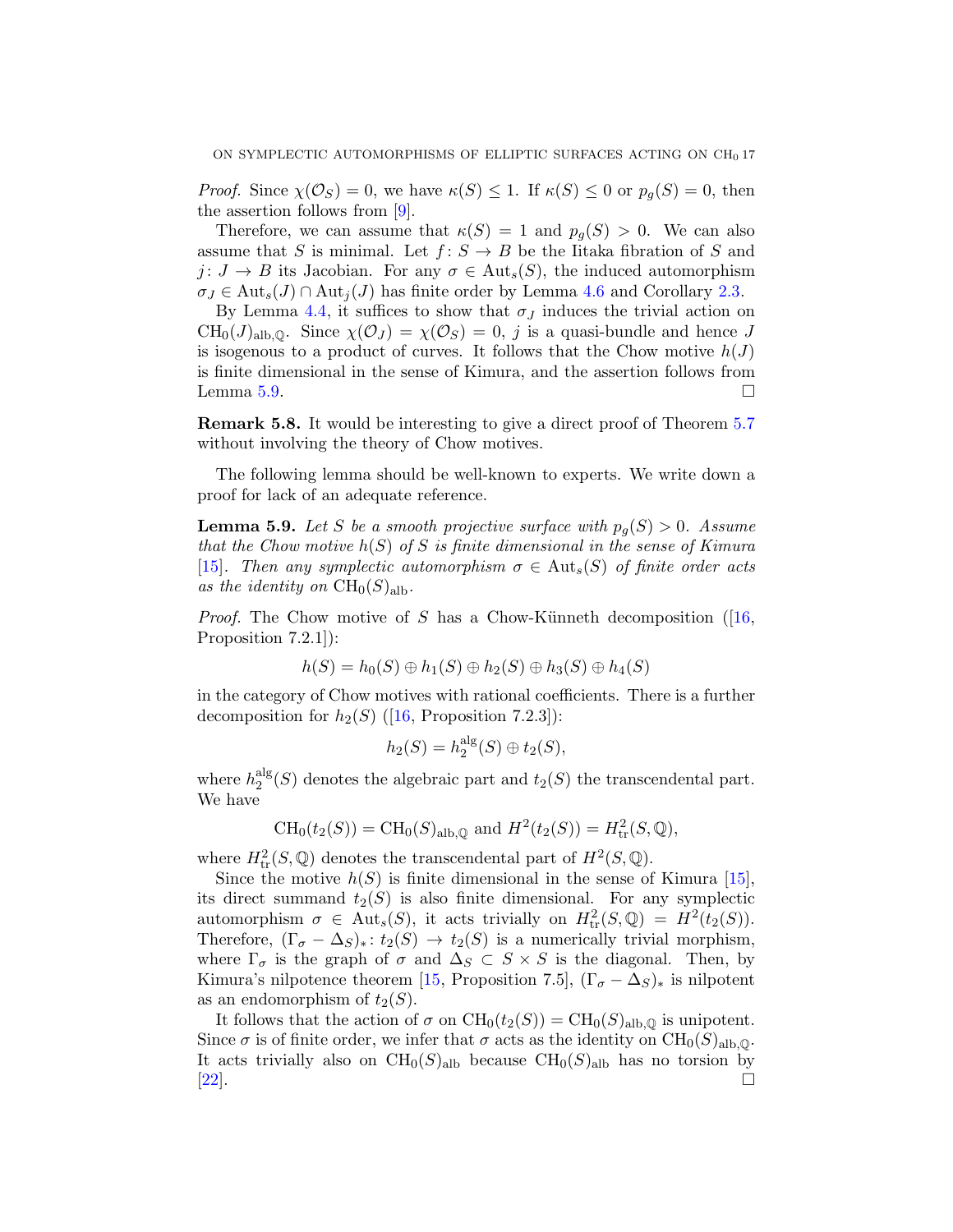*Proof.* Since $\chi(\mathcal{O}_S) = 0$, we have $\kappa(S) \leq 1$. If $\kappa(S) \leq 0$ or $p_g(S) = 0$, then the assertion follows from [9].

Therefore, we can assume that $\kappa(S) = 1$ and $p_g(S) > 0$. We can also assume that $S$ is minimal. Let $f \colon S \to B$ be the Iitaka fibration of $S$ and $j \colon J \to B$ its Jacobian. For any $\sigma \in \mathrm{Aut}_s(S)$, the induced automorphism $\sigma_J \in \mathrm{Aut}_s(J) \cap \mathrm{Aut}_j(J)$ has finite order by Lemma 4.6 and Corollary 2.3.

By Lemma 4.4, it suffices to show that $\sigma_J$ induces the trivial action on $\mathrm{CH}_0(J)_{\mathrm{alb},\mathbb{Q}}$. Since $\chi(\mathcal{O}_J) = \chi(\mathcal{O}_S) = 0$, $j$ is a quasi-bundle and hence $J$ is isogenous to a product of curves. It follows that the Chow motive $h(J)$ is finite dimensional in the sense of Kimura, and the assertion follows from Lemma 5.9. $\square$

**Remark 5.8.** It would be interesting to give a direct proof of Theorem 5.7 without involving the theory of Chow motives.

The following lemma should be well-known to experts. We write down a proof for lack of an adequate reference.

**Lemma 5.9.** *Let $S$ be a smooth projective surface with $p_g(S) > 0$. Assume that the Chow motive $h(S)$ of $S$ is finite dimensional in the sense of Kimura [15]. Then any symplectic automorphism $\sigma \in \mathrm{Aut}_s(S)$ of finite order acts as the identity on $\mathrm{CH}_0(S)_{\mathrm{alb}}$.*

*Proof.* The Chow motive of $S$ has a Chow-Künneth decomposition ([16, Proposition 7.2.1]):

$$h(S) = h_0(S) \oplus h_1(S) \oplus h_2(S) \oplus h_3(S) \oplus h_4(S)$$

in the category of Chow motives with rational coefficients. There is a further decomposition for $h_2(S)$ ([16, Proposition 7.2.3]):

$$h_2(S) = h_2^{\mathrm{alg}}(S) \oplus t_2(S),$$

where $h_2^{\mathrm{alg}}(S)$ denotes the algebraic part and $t_2(S)$ the transcendental part. We have

$$\mathrm{CH}_0(t_2(S)) = \mathrm{CH}_0(S)_{\mathrm{alb},\mathbb{Q}} \text{ and } H^2(t_2(S)) = H^2_{\mathrm{tr}}(S, \mathbb{Q}),$$

where $H^2_{\mathrm{tr}}(S, \mathbb{Q})$ denotes the transcendental part of $H^2(S, \mathbb{Q})$.

Since the motive $h(S)$ is finite dimensional in the sense of Kimura [15], its direct summand $t_2(S)$ is also finite dimensional. For any symplectic automorphism $\sigma \in \mathrm{Aut}_s(S)$, it acts trivially on $H^2_{\mathrm{tr}}(S, \mathbb{Q}) = H^2(t_2(S))$. Therefore, $(\Gamma_\sigma - \Delta_S)_* \colon t_2(S) \to t_2(S)$ is a numerically trivial morphism, where $\Gamma_\sigma$ is the graph of $\sigma$ and $\Delta_S \subset S \times S$ is the diagonal. Then, by Kimura's nilpotence theorem [15, Proposition 7.5], $(\Gamma_\sigma - \Delta_S)_*$ is nilpotent as an endomorphism of $t_2(S)$.

It follows that the action of $\sigma$ on $\mathrm{CH}_0(t_2(S)) = \mathrm{CH}_0(S)_{\mathrm{alb},\mathbb{Q}}$ is unipotent. Since $\sigma$ is of finite order, we infer that $\sigma$ acts as the identity on $\mathrm{CH}_0(S)_{\mathrm{alb},\mathbb{Q}}$. It acts trivially also on $\mathrm{CH}_0(S)_{\mathrm{alb}}$ because $\mathrm{CH}_0(S)_{\mathrm{alb}}$ has no torsion by [22]. $\square$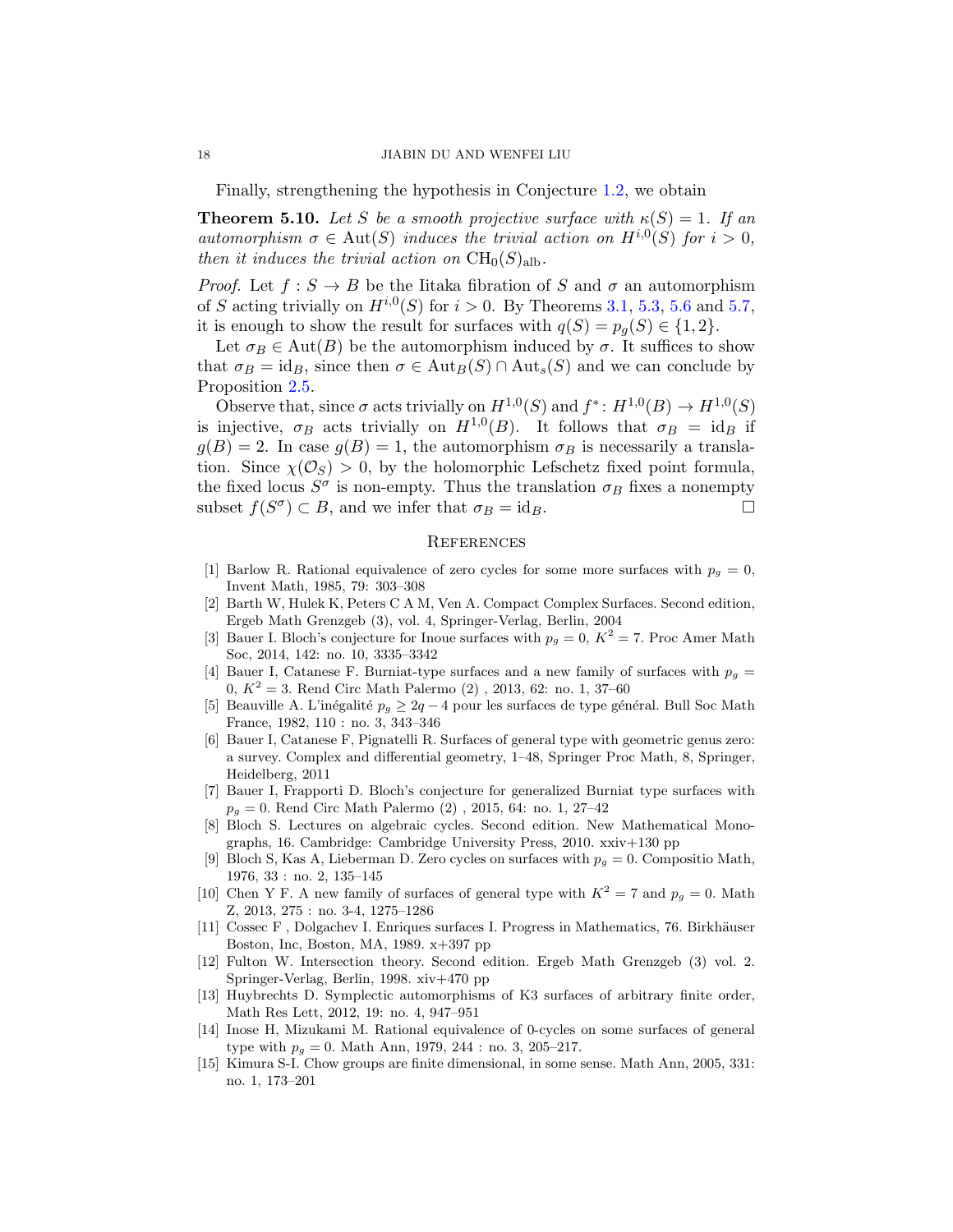Finally, strengthening the hypothesis in Conjecture 1.2, we obtain

**Theorem 5.10.** *Let $S$ be a smooth projective surface with $\kappa(S) = 1$. If an automorphism $\sigma \in \mathrm{Aut}(S)$ induces the trivial action on $H^{i,0}(S)$ for $i > 0$, then it induces the trivial action on $\mathrm{CH}_0(S)_{\mathrm{alb}}$.*

*Proof.* Let $f : S \to B$ be the Iitaka fibration of $S$ and $\sigma$ an automorphism of $S$ acting trivially on $H^{i,0}(S)$ for $i > 0$. By Theorems 3.1, 5.3, 5.6 and 5.7, it is enough to show the result for surfaces with $q(S) = p_g(S) \in \{1, 2\}$.

Let $\sigma_B \in \mathrm{Aut}(B)$ be the automorphism induced by $\sigma$. It suffices to show that $\sigma_B = \mathrm{id}_B$, since then $\sigma \in \mathrm{Aut}_B(S) \cap \mathrm{Aut}_s(S)$ and we can conclude by Proposition 2.5.

Observe that, since $\sigma$ acts trivially on $H^{1,0}(S)$ and $f^* \colon H^{1,0}(B) \to H^{1,0}(S)$ is injective, $\sigma_B$ acts trivially on $H^{1,0}(B)$. It follows that $\sigma_B = \mathrm{id}_B$ if $g(B) = 2$. In case $g(B) = 1$, the automorphism $\sigma_B$ is necessarily a translation. Since $\chi(\mathcal{O}_S) > 0$, by the holomorphic Lefschetz fixed point formula, the fixed locus $S^\sigma$ is non-empty. Thus the translation $\sigma_B$ fixes a nonempty subset $f(S^\sigma) \subset B$, and we infer that $\sigma_B = \mathrm{id}_B$. □

## References

[1] Barlow R. Rational equivalence of zero cycles for some more surfaces with $p_g = 0$, Invent Math, 1985, 79: 303–308

[2] Barth W, Hulek K, Peters C A M, Ven A. Compact Complex Surfaces. Second edition, Ergeb Math Grenzgeb (3), vol. 4, Springer-Verlag, Berlin, 2004

[3] Bauer I. Bloch's conjecture for Inoue surfaces with $p_g = 0$, $K^2 = 7$. Proc Amer Math Soc, 2014, 142: no. 10, 3335–3342

[4] Bauer I, Catanese F. Burniat-type surfaces and a new family of surfaces with $p_g = 0$, $K^2 = 3$. Rend Circ Math Palermo (2) , 2013, 62: no. 1, 37–60

[5] Beauville A. L'inégalité $p_g \geq 2q - 4$ pour les surfaces de type général. Bull Soc Math France, 1982, 110 : no. 3, 343–346

[6] Bauer I, Catanese F, Pignatelli R. Surfaces of general type with geometric genus zero: a survey. Complex and differential geometry, 1–48, Springer Proc Math, 8, Springer, Heidelberg, 2011

[7] Bauer I, Frapporti D. Bloch's conjecture for generalized Burniat type surfaces with $p_g = 0$. Rend Circ Math Palermo (2) , 2015, 64: no. 1, 27–42

[8] Bloch S. Lectures on algebraic cycles. Second edition. New Mathematical Monographs, 16. Cambridge: Cambridge University Press, 2010. xxiv+130 pp

[9] Bloch S, Kas A, Lieberman D. Zero cycles on surfaces with $p_g = 0$. Compositio Math, 1976, 33 : no. 2, 135–145

[10] Chen Y F. A new family of surfaces of general type with $K^2 = 7$ and $p_g = 0$. Math Z, 2013, 275 : no. 3-4, 1275–1286

[11] Cossec F , Dolgachev I. Enriques surfaces I. Progress in Mathematics, 76. Birkhäuser Boston, Inc, Boston, MA, 1989. x+397 pp

[12] Fulton W. Intersection theory. Second edition. Ergeb Math Grenzgeb (3) vol. 2. Springer-Verlag, Berlin, 1998. xiv+470 pp

[13] Huybrechts D. Symplectic automorphisms of K3 surfaces of arbitrary finite order, Math Res Lett, 2012, 19: no. 4, 947–951

[14] Inose H, Mizukami M. Rational equivalence of 0-cycles on some surfaces of general type with $p_g = 0$. Math Ann, 1979, 244 : no. 3, 205–217.

[15] Kimura S-I. Chow groups are finite dimensional, in some sense. Math Ann, 2005, 331: no. 1, 173–201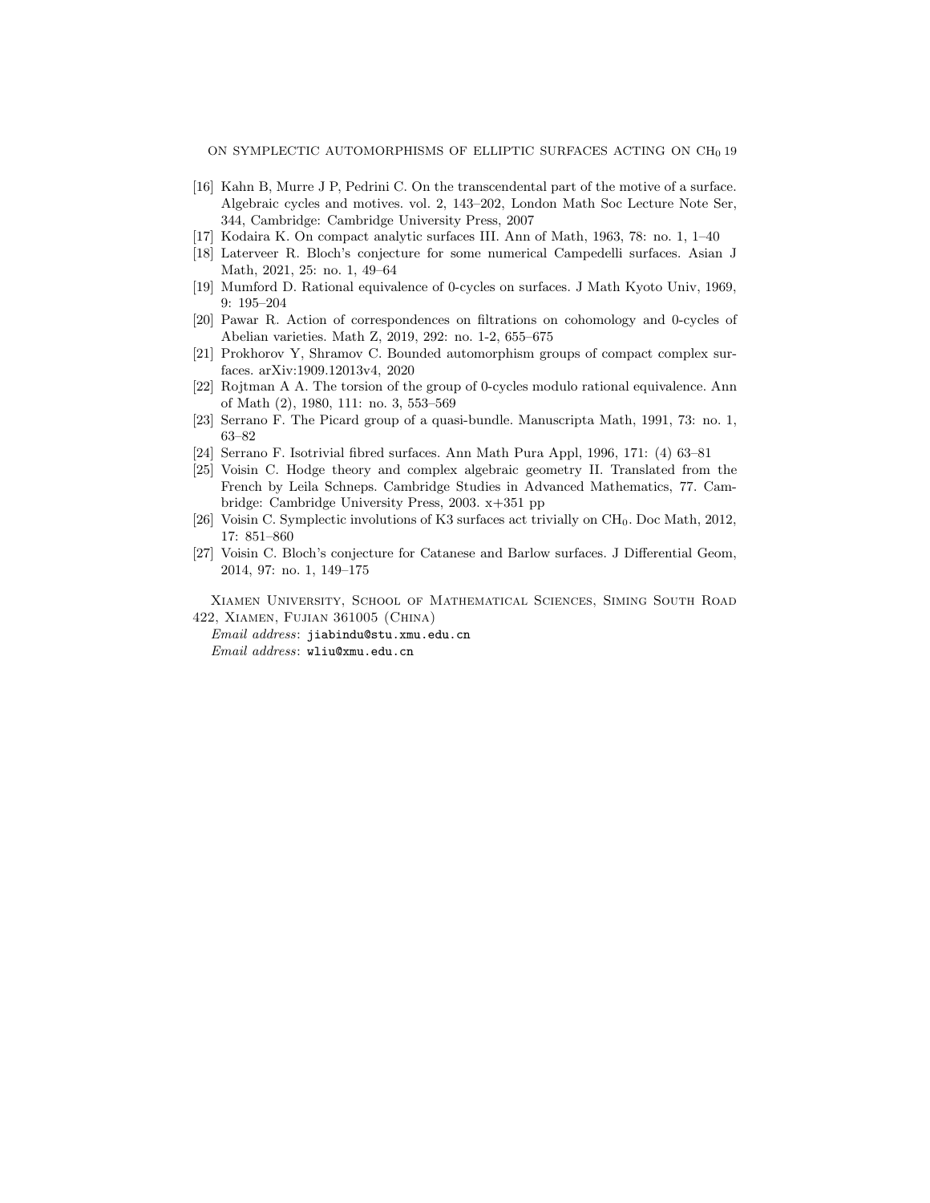- [16] Kahn B, Murre J P, Pedrini C. On the transcendental part of the motive of a surface. Algebraic cycles and motives. vol. 2, 143–202, London Math Soc Lecture Note Ser, 344, Cambridge: Cambridge University Press, 2007
- [17] Kodaira K. On compact analytic surfaces III. Ann of Math, 1963, 78: no. 1, 1–40
- [18] Laterveer R. Bloch's conjecture for some numerical Campedelli surfaces. Asian J Math, 2021, 25: no. 1, 49–64
- [19] Mumford D. Rational equivalence of 0-cycles on surfaces. J Math Kyoto Univ, 1969, 9: 195–204
- [20] Pawar R. Action of correspondences on filtrations on cohomology and 0-cycles of Abelian varieties. Math Z, 2019, 292: no. 1-2, 655–675
- [21] Prokhorov Y, Shramov C. Bounded automorphism groups of compact complex surfaces. arXiv:1909.12013v4, 2020
- [22] Rojtman A A. The torsion of the group of 0-cycles modulo rational equivalence. Ann of Math (2), 1980, 111: no. 3, 553–569
- [23] Serrano F. The Picard group of a quasi-bundle. Manuscripta Math, 1991, 73: no. 1, 63–82
- [24] Serrano F. Isotrivial fibred surfaces. Ann Math Pura Appl, 1996, 171: (4) 63–81
- [25] Voisin C. Hodge theory and complex algebraic geometry II. Translated from the French by Leila Schneps. Cambridge Studies in Advanced Mathematics, 77. Cambridge: Cambridge University Press, 2003. x+351 pp
- [26] Voisin C. Symplectic involutions of K3 surfaces act trivially on $\mathrm{CH}_0$. Doc Math, 2012, 17: 851–860
- [27] Voisin C. Bloch's conjecture for Catanese and Barlow surfaces. J Differential Geom, 2014, 97: no. 1, 149–175

Xiamen University, School of Mathematical Sciences, Siming South Road 422, Xiamen, Fujian 361005 (China)

*Email address*: `jiabindu@stu.xmu.edu.cn`

*Email address*: `wliu@xmu.edu.cn`